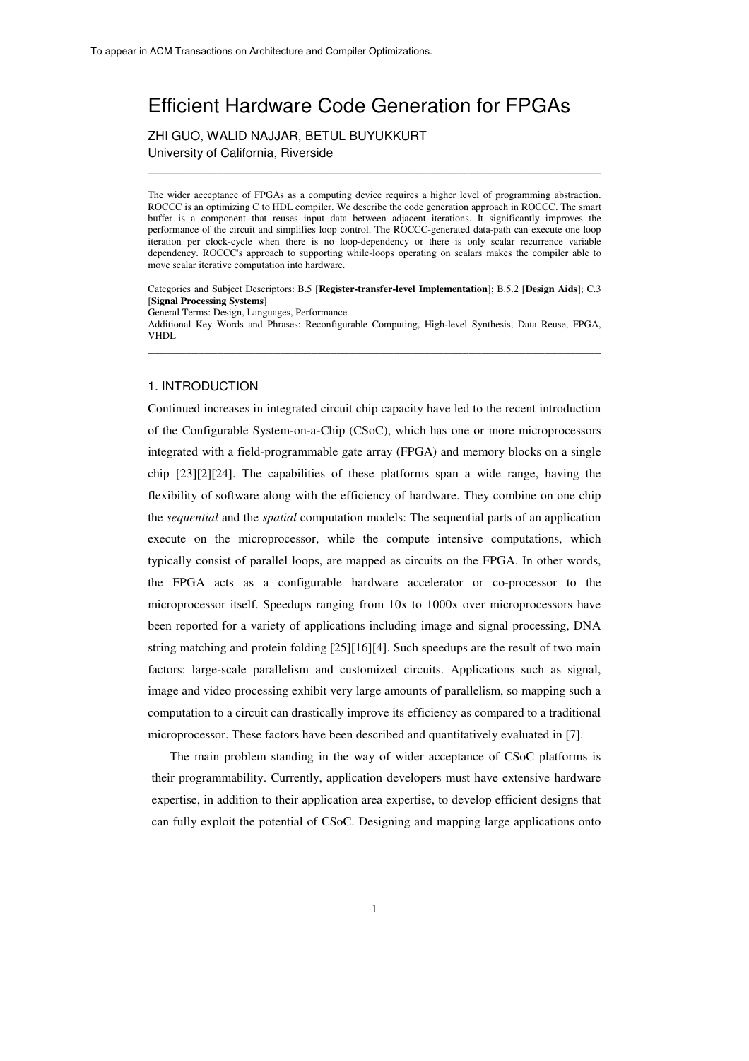To appear in ACM Transactions on Architecture and Compiler Optimizations.

# Efficient Hardware Code Generation for FPGAs

ZHI GUO, WALID NAJJAR, BETUL BUYUKKURT
University of California, Riverside

---

The wider acceptance of FPGAs as a computing device requires a higher level of programming abstraction. ROCCC is an optimizing C to HDL compiler. We describe the code generation approach in ROCCC. The smart buffer is a component that reuses input data between adjacent iterations. It significantly improves the performance of the circuit and simplifies loop control. The ROCCC-generated data-path can execute one loop iteration per clock-cycle when there is no loop-dependency or there is only scalar recurrence variable dependency. ROCCC's approach to supporting while-loops operating on scalars makes the compiler able to move scalar iterative computation into hardware.

Categories and Subject Descriptors: B.5 [**Register-transfer-level Implementation**]; B.5.2 [**Design Aids**]; C.3 [**Signal Processing Systems**]
General Terms: Design, Languages, Performance
Additional Key Words and Phrases: Reconfigurable Computing, High-level Synthesis, Data Reuse, FPGA, VHDL

---

## 1. INTRODUCTION

Continued increases in integrated circuit chip capacity have led to the recent introduction of the Configurable System-on-a-Chip (CSoC), which has one or more microprocessors integrated with a field-programmable gate array (FPGA) and memory blocks on a single chip [23][2][24]. The capabilities of these platforms span a wide range, having the flexibility of software along with the efficiency of hardware. They combine on one chip the *sequential* and the *spatial* computation models: The sequential parts of an application execute on the microprocessor, while the compute intensive computations, which typically consist of parallel loops, are mapped as circuits on the FPGA. In other words, the FPGA acts as a configurable hardware accelerator or co-processor to the microprocessor itself. Speedups ranging from 10x to 1000x over microprocessors have been reported for a variety of applications including image and signal processing, DNA string matching and protein folding [25][16][4]. Such speedups are the result of two main factors: large-scale parallelism and customized circuits. Applications such as signal, image and video processing exhibit very large amounts of parallelism, so mapping such a computation to a circuit can drastically improve its efficiency as compared to a traditional microprocessor. These factors have been described and quantitatively evaluated in [7].

The main problem standing in the way of wider acceptance of CSoC platforms is their programmability. Currently, application developers must have extensive hardware expertise, in addition to their application area expertise, to develop efficient designs that can fully exploit the potential of CSoC. Designing and mapping large applications onto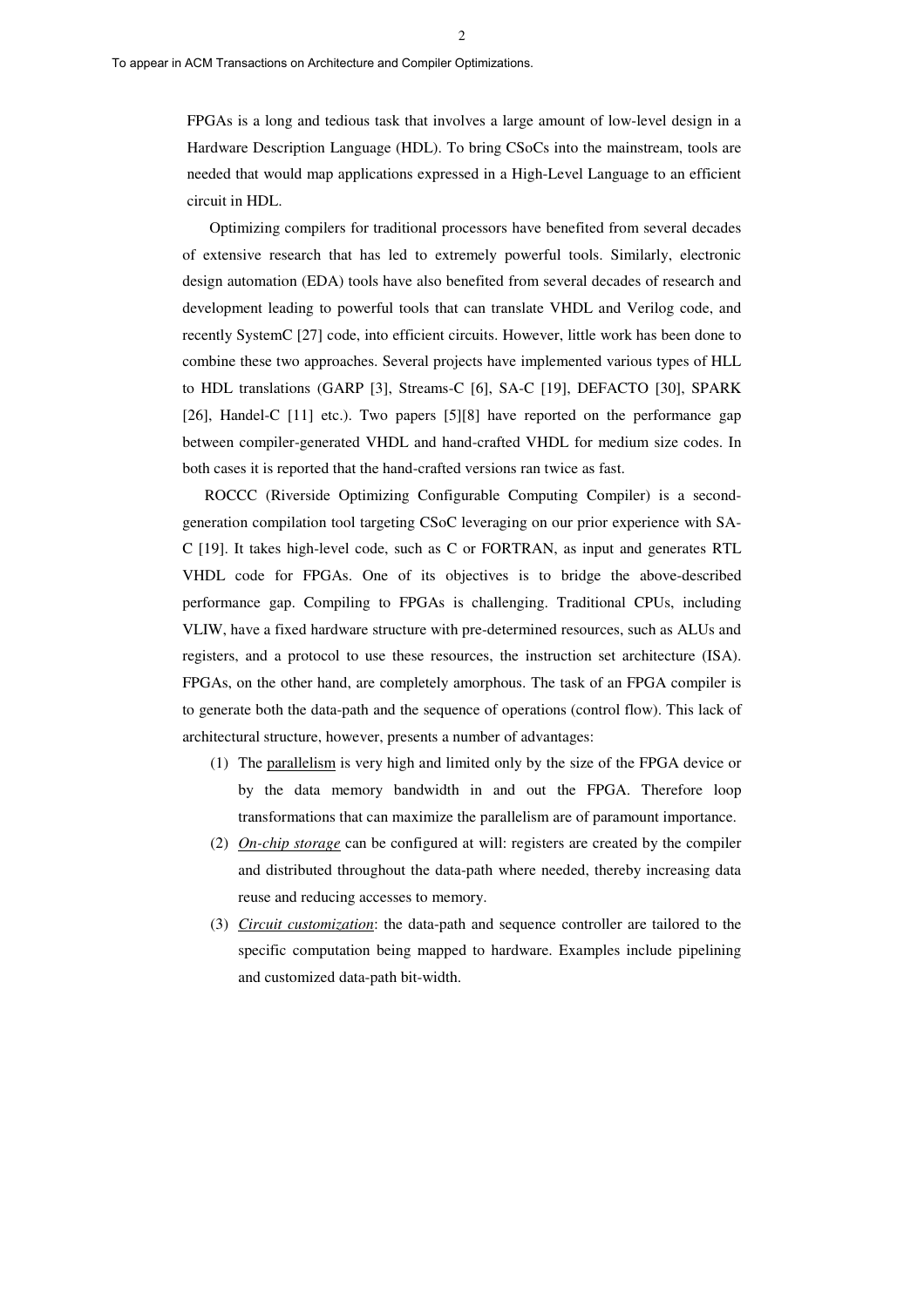FPGAs is a long and tedious task that involves a large amount of low-level design in a Hardware Description Language (HDL). To bring CSoCs into the mainstream, tools are needed that would map applications expressed in a High-Level Language to an efficient circuit in HDL.

Optimizing compilers for traditional processors have benefited from several decades of extensive research that has led to extremely powerful tools. Similarly, electronic design automation (EDA) tools have also benefited from several decades of research and development leading to powerful tools that can translate VHDL and Verilog code, and recently SystemC [27] code, into efficient circuits. However, little work has been done to combine these two approaches. Several projects have implemented various types of HLL to HDL translations (GARP [3], Streams-C [6], SA-C [19], DEFACTO [30], SPARK [26], Handel-C [11] etc.). Two papers [5][8] have reported on the performance gap between compiler-generated VHDL and hand-crafted VHDL for medium size codes. In both cases it is reported that the hand-crafted versions ran twice as fast.

ROCCC (Riverside Optimizing Configurable Computing Compiler) is a second-generation compilation tool targeting CSoC leveraging on our prior experience with SA-C [19]. It takes high-level code, such as C or FORTRAN, as input and generates RTL VHDL code for FPGAs. One of its objectives is to bridge the above-described performance gap. Compiling to FPGAs is challenging. Traditional CPUs, including VLIW, have a fixed hardware structure with pre-determined resources, such as ALUs and registers, and a protocol to use these resources, the instruction set architecture (ISA). FPGAs, on the other hand, are completely amorphous. The task of an FPGA compiler is to generate both the data-path and the sequence of operations (control flow). This lack of architectural structure, however, presents a number of advantages:

1. The <u>parallelism</u> is very high and limited only by the size of the FPGA device or by the data memory bandwidth in and out the FPGA. Therefore loop transformations that can maximize the parallelism are of paramount importance.
2. <u>*On-chip storage*</u> can be configured at will: registers are created by the compiler and distributed throughout the data-path where needed, thereby increasing data reuse and reducing accesses to memory.
3. <u>*Circuit customization*</u>: the data-path and sequence controller are tailored to the specific computation being mapped to hardware. Examples include pipelining and customized data-path bit-width.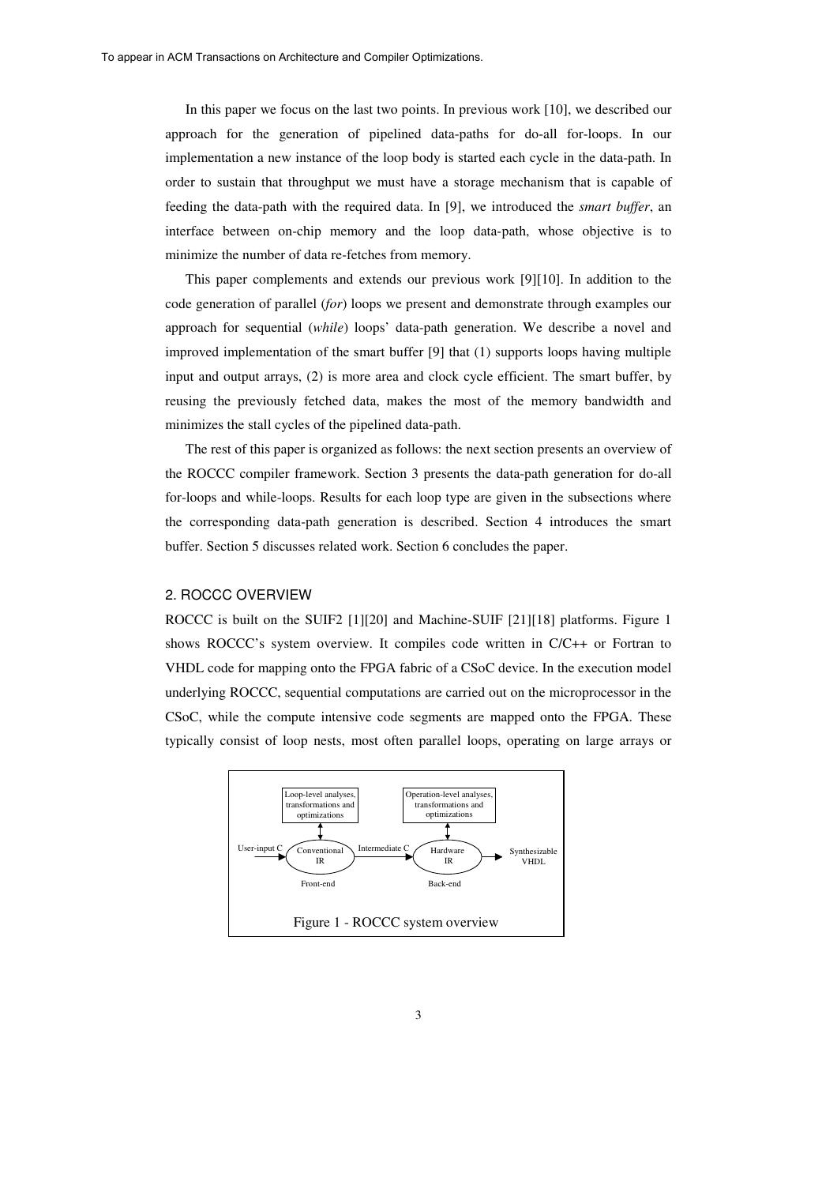In this paper we focus on the last two points. In previous work [10], we described our approach for the generation of pipelined data-paths for do-all for-loops. In our implementation a new instance of the loop body is started each cycle in the data-path. In order to sustain that throughput we must have a storage mechanism that is capable of feeding the data-path with the required data. In [9], we introduced the *smart buffer*, an interface between on-chip memory and the loop data-path, whose objective is to minimize the number of data re-fetches from memory.

This paper complements and extends our previous work [9][10]. In addition to the code generation of parallel (*for*) loops we present and demonstrate through examples our approach for sequential (*while*) loops' data-path generation. We describe a novel and improved implementation of the smart buffer [9] that (1) supports loops having multiple input and output arrays, (2) is more area and clock cycle efficient. The smart buffer, by reusing the previously fetched data, makes the most of the memory bandwidth and minimizes the stall cycles of the pipelined data-path.

The rest of this paper is organized as follows: the next section presents an overview of the ROCCC compiler framework. Section 3 presents the data-path generation for do-all for-loops and while-loops. Results for each loop type are given in the subsections where the corresponding data-path generation is described. Section 4 introduces the smart buffer. Section 5 discusses related work. Section 6 concludes the paper.

## 2. ROCCC OVERVIEW

ROCCC is built on the SUIF2 [1][20] and Machine-SUIF [21][18] platforms. Figure 1 shows ROCCC's system overview. It compiles code written in C/C++ or Fortran to VHDL code for mapping onto the FPGA fabric of a CSoC device. In the execution model underlying ROCCC, sequential computations are carried out on the microprocessor in the CSoC, while the compute intensive code segments are mapped onto the FPGA. These typically consist of loop nests, most often parallel loops, operating on large arrays or

Loop-level analyses, transformations and optimizations | Operation-level analyses, transformations and optimizations

User-input C → Conventional IR (Front-end) → Intermediate C → Hardware IR (Back-end) → Synthesizable VHDL

Figure 1 - ROCCC system overview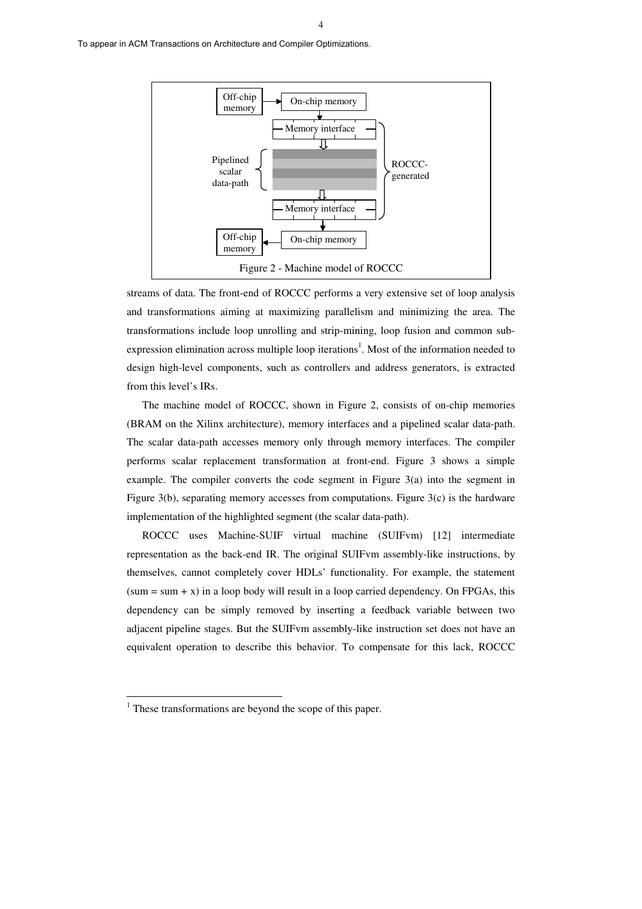Figure 2 - Machine model of ROCCC

streams of data. The front-end of ROCCC performs a very extensive set of loop analysis and transformations aiming at maximizing parallelism and minimizing the area. The transformations include loop unrolling and strip-mining, loop fusion and common sub-expression elimination across multiple loop iterations[1]. Most of the information needed to design high-level components, such as controllers and address generators, is extracted from this level's IRs.

The machine model of ROCCC, shown in Figure 2, consists of on-chip memories (BRAM on the Xilinx architecture), memory interfaces and a pipelined scalar data-path. The scalar data-path accesses memory only through memory interfaces. The compiler performs scalar replacement transformation at front-end. Figure 3 shows a simple example. The compiler converts the code segment in Figure 3(a) into the segment in Figure 3(b), separating memory accesses from computations. Figure 3(c) is the hardware implementation of the highlighted segment (the scalar data-path).

ROCCC uses Machine-SUIF virtual machine (SUIFvm) [12] intermediate representation as the back-end IR. The original SUIFvm assembly-like instructions, by themselves, cannot completely cover HDLs' functionality. For example, the statement (sum = sum + x) in a loop body will result in a loop carried dependency. On FPGAs, this dependency can be simply removed by inserting a feedback variable between two adjacent pipeline stages. But the SUIFvm assembly-like instruction set does not have an equivalent operation to describe this behavior. To compensate for this lack, ROCCC

[1] These transformations are beyond the scope of this paper.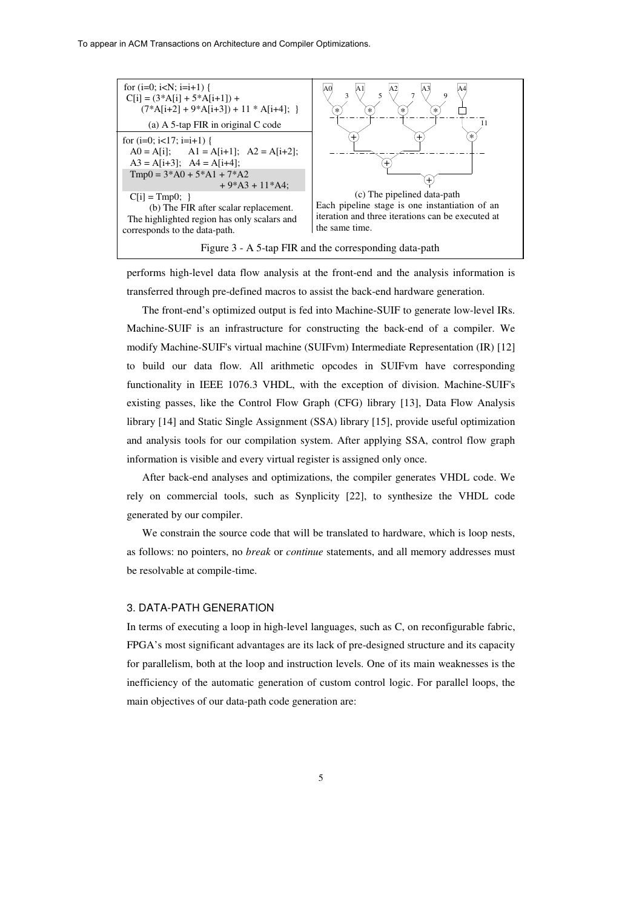```
for (i=0; i<N; i=i+1) {
 C[i] = (3*A[i] + 5*A[i+1]) +
     (7*A[i+2] + 9*A[i+3]) + 11 * A[i+4]; }
```

(a) A 5-tap FIR in original C code

```
for (i=0; i<17; i=i+1) {
  A0 = A[i];     A1 = A[i+1];   A2 = A[i+2];
  A3 = A[i+3];   A4 = A[i+4];
  Tmp0 = 3*A0 + 5*A1 + 7*A2
                   + 9*A3 + 11*A4;
  C[i] = Tmp0;  }
```

(b) The FIR after scalar replacement. The highlighted region has only scalars and corresponds to the data-path.

(c) The pipelined data-path
Each pipeline stage is one instantiation of an iteration and three iterations can be executed at the same time.

Figure 3 - A 5-tap FIR and the corresponding data-path

performs high-level data flow analysis at the front-end and the analysis information is transferred through pre-defined macros to assist the back-end hardware generation.

The front-end's optimized output is fed into Machine-SUIF to generate low-level IRs. Machine-SUIF is an infrastructure for constructing the back-end of a compiler. We modify Machine-SUIF's virtual machine (SUIFvm) Intermediate Representation (IR) [12] to build our data flow. All arithmetic opcodes in SUIFvm have corresponding functionality in IEEE 1076.3 VHDL, with the exception of division. Machine-SUIF's existing passes, like the Control Flow Graph (CFG) library [13], Data Flow Analysis library [14] and Static Single Assignment (SSA) library [15], provide useful optimization and analysis tools for our compilation system. After applying SSA, control flow graph information is visible and every virtual register is assigned only once.

After back-end analyses and optimizations, the compiler generates VHDL code. We rely on commercial tools, such as Synplicity [22], to synthesize the VHDL code generated by our compiler.

We constrain the source code that will be translated to hardware, which is loop nests, as follows: no pointers, no *break* or *continue* statements, and all memory addresses must be resolvable at compile-time.

## 3. DATA-PATH GENERATION

In terms of executing a loop in high-level languages, such as C, on reconfigurable fabric, FPGA's most significant advantages are its lack of pre-designed structure and its capacity for parallelism, both at the loop and instruction levels. One of its main weaknesses is the inefficiency of the automatic generation of custom control logic. For parallel loops, the main objectives of our data-path code generation are: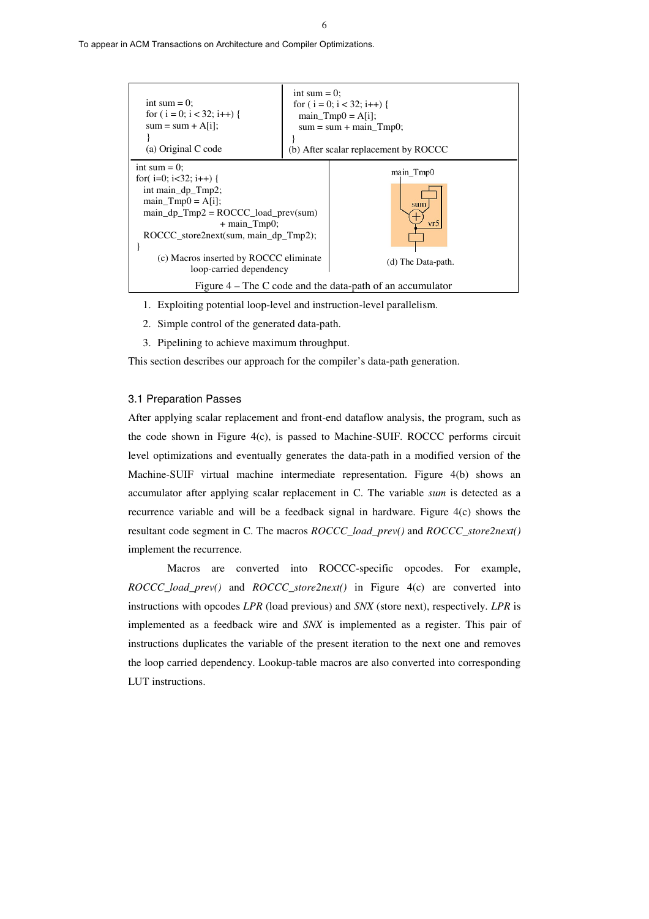To appear in ACM Transactions on Architecture and Compiler Optimizations.

```
int sum = 0;
for ( i = 0; i < 32; i++) {
  sum = sum + A[i];
}
```
(a) Original C code

```
int sum = 0;
for ( i = 0; i < 32; i++) {
  main_Tmp0 = A[i];
  sum = sum + main_Tmp0;
}
```
(b) After scalar replacement by ROCCC

```
int sum = 0;
for( i=0; i<32; i++) {
  int main_dp_Tmp2;
  main_Tmp0 = A[i];
  main_dp_Tmp2 = ROCCC_load_prev(sum)
                 + main_Tmp0;
  ROCCC_store2next(sum, main_dp_Tmp2);
}
```
(c) Macros inserted by ROCCC eliminate loop-carried dependency

main_Tmp0 sum vr5

(d) The Data-path.

Figure 4 – The C code and the data-path of an accumulator

1. Exploiting potential loop-level and instruction-level parallelism.
2. Simple control of the generated data-path.
3. Pipelining to achieve maximum throughput.

This section describes our approach for the compiler's data-path generation.

### 3.1 Preparation Passes

After applying scalar replacement and front-end dataflow analysis, the program, such as the code shown in Figure 4(c), is passed to Machine-SUIF. ROCCC performs circuit level optimizations and eventually generates the data-path in a modified version of the Machine-SUIF virtual machine intermediate representation. Figure 4(b) shows an accumulator after applying scalar replacement in C. The variable *sum* is detected as a recurrence variable and will be a feedback signal in hardware. Figure 4(c) shows the resultant code segment in C. The macros *ROCCC_load_prev()* and *ROCCC_store2next()* implement the recurrence.

Macros are converted into ROCCC-specific opcodes. For example, *ROCCC_load_prev()* and *ROCCC_store2next()* in Figure 4(c) are converted into instructions with opcodes *LPR* (load previous) and *SNX* (store next), respectively. *LPR* is implemented as a feedback wire and *SNX* is implemented as a register. This pair of instructions duplicates the variable of the present iteration to the next one and removes the loop carried dependency. Lookup-table macros are also converted into corresponding LUT instructions.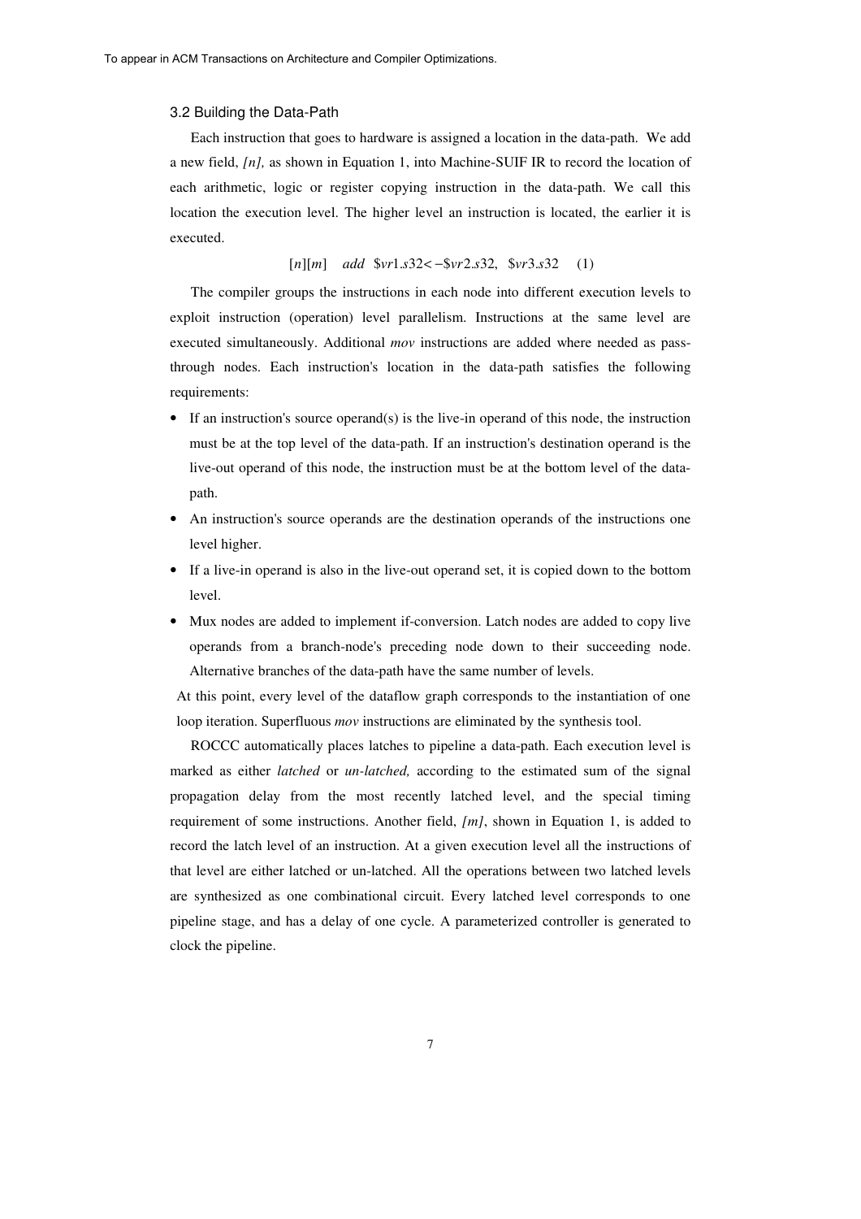### 3.2 Building the Data-Path

Each instruction that goes to hardware is assigned a location in the data-path. We add a new field, *[n],* as shown in Equation 1, into Machine-SUIF IR to record the location of each arithmetic, logic or register copying instruction in the data-path. We call this location the execution level. The higher level an instruction is located, the earlier it is executed.

$$[n][m] \quad add \;\; \$vr1.s32 <- \$vr2.s32, \;\; \$vr3.s32 \quad (1)$$

The compiler groups the instructions in each node into different execution levels to exploit instruction (operation) level parallelism. Instructions at the same level are executed simultaneously. Additional *mov* instructions are added where needed as pass-through nodes. Each instruction's location in the data-path satisfies the following requirements:

- If an instruction's source operand(s) is the live-in operand of this node, the instruction must be at the top level of the data-path. If an instruction's destination operand is the live-out operand of this node, the instruction must be at the bottom level of the data-path.
- An instruction's source operands are the destination operands of the instructions one level higher.
- If a live-in operand is also in the live-out operand set, it is copied down to the bottom level.
- Mux nodes are added to implement if-conversion. Latch nodes are added to copy live operands from a branch-node's preceding node down to their succeeding node. Alternative branches of the data-path have the same number of levels.

At this point, every level of the dataflow graph corresponds to the instantiation of one loop iteration. Superfluous *mov* instructions are eliminated by the synthesis tool.

ROCCC automatically places latches to pipeline a data-path. Each execution level is marked as either *latched* or *un-latched,* according to the estimated sum of the signal propagation delay from the most recently latched level, and the special timing requirement of some instructions. Another field, *[m]*, shown in Equation 1, is added to record the latch level of an instruction. At a given execution level all the instructions of that level are either latched or un-latched. All the operations between two latched levels are synthesized as one combinational circuit. Every latched level corresponds to one pipeline stage, and has a delay of one cycle. A parameterized controller is generated to clock the pipeline.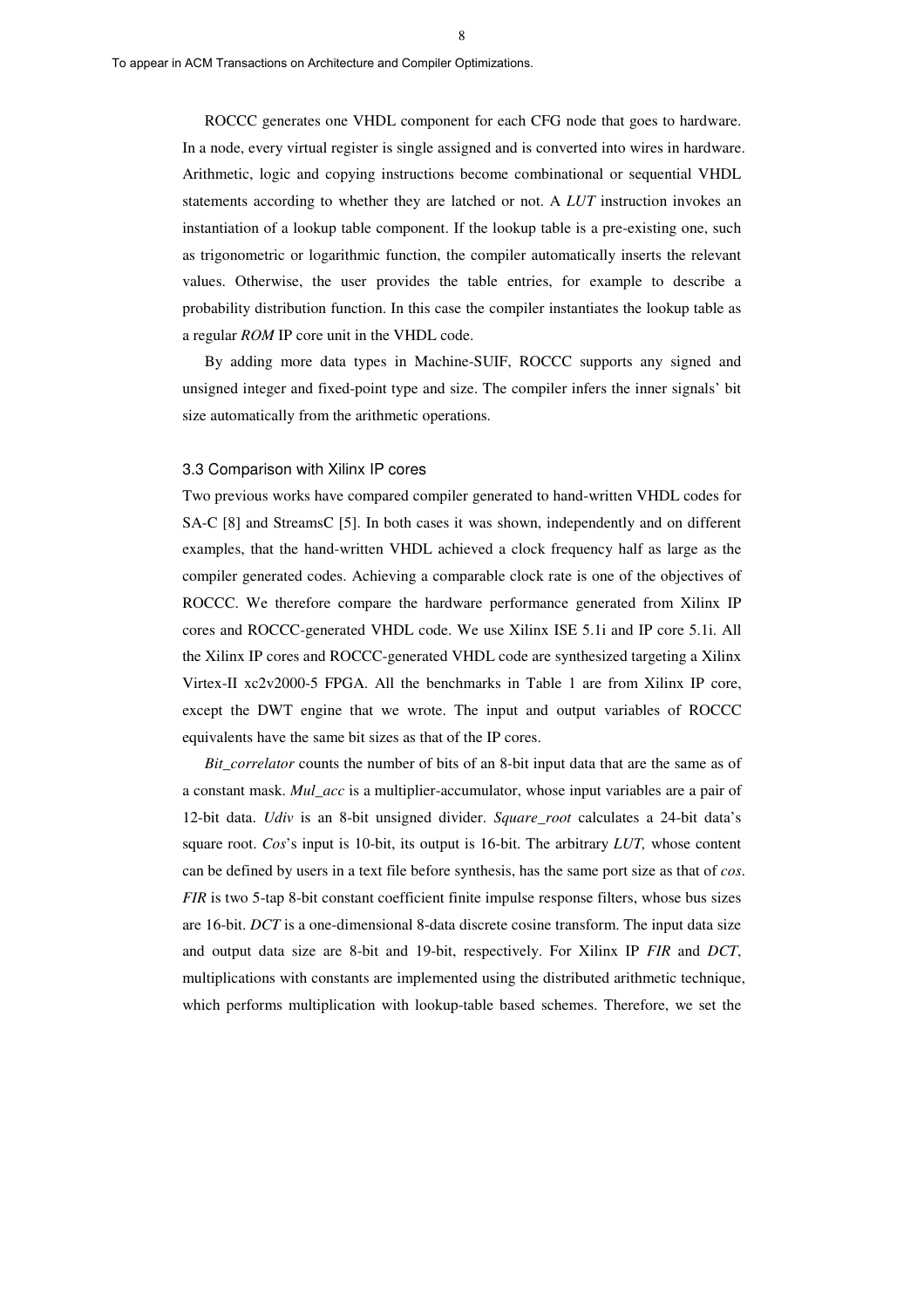ROCCC generates one VHDL component for each CFG node that goes to hardware. In a node, every virtual register is single assigned and is converted into wires in hardware. Arithmetic, logic and copying instructions become combinational or sequential VHDL statements according to whether they are latched or not. A *LUT* instruction invokes an instantiation of a lookup table component. If the lookup table is a pre-existing one, such as trigonometric or logarithmic function, the compiler automatically inserts the relevant values. Otherwise, the user provides the table entries, for example to describe a probability distribution function. In this case the compiler instantiates the lookup table as a regular *ROM* IP core unit in the VHDL code.

By adding more data types in Machine-SUIF, ROCCC supports any signed and unsigned integer and fixed-point type and size. The compiler infers the inner signals' bit size automatically from the arithmetic operations.

### 3.3 Comparison with Xilinx IP cores

Two previous works have compared compiler generated to hand-written VHDL codes for SA-C [8] and StreamsC [5]. In both cases it was shown, independently and on different examples, that the hand-written VHDL achieved a clock frequency half as large as the compiler generated codes. Achieving a comparable clock rate is one of the objectives of ROCCC. We therefore compare the hardware performance generated from Xilinx IP cores and ROCCC-generated VHDL code. We use Xilinx ISE 5.1i and IP core 5.1i. All the Xilinx IP cores and ROCCC-generated VHDL code are synthesized targeting a Xilinx Virtex-II xc2v2000-5 FPGA. All the benchmarks in Table 1 are from Xilinx IP core, except the DWT engine that we wrote. The input and output variables of ROCCC equivalents have the same bit sizes as that of the IP cores.

*Bit_correlator* counts the number of bits of an 8-bit input data that are the same as of a constant mask. *Mul_acc* is a multiplier-accumulator, whose input variables are a pair of 12-bit data. *Udiv* is an 8-bit unsigned divider. *Square_root* calculates a 24-bit data's square root. *Cos*'s input is 10-bit, its output is 16-bit. The arbitrary *LUT,* whose content can be defined by users in a text file before synthesis, has the same port size as that of *cos*. *FIR* is two 5-tap 8-bit constant coefficient finite impulse response filters, whose bus sizes are 16-bit. *DCT* is a one-dimensional 8-data discrete cosine transform. The input data size and output data size are 8-bit and 19-bit, respectively. For Xilinx IP *FIR* and *DCT*, multiplications with constants are implemented using the distributed arithmetic technique, which performs multiplication with lookup-table based schemes. Therefore, we set the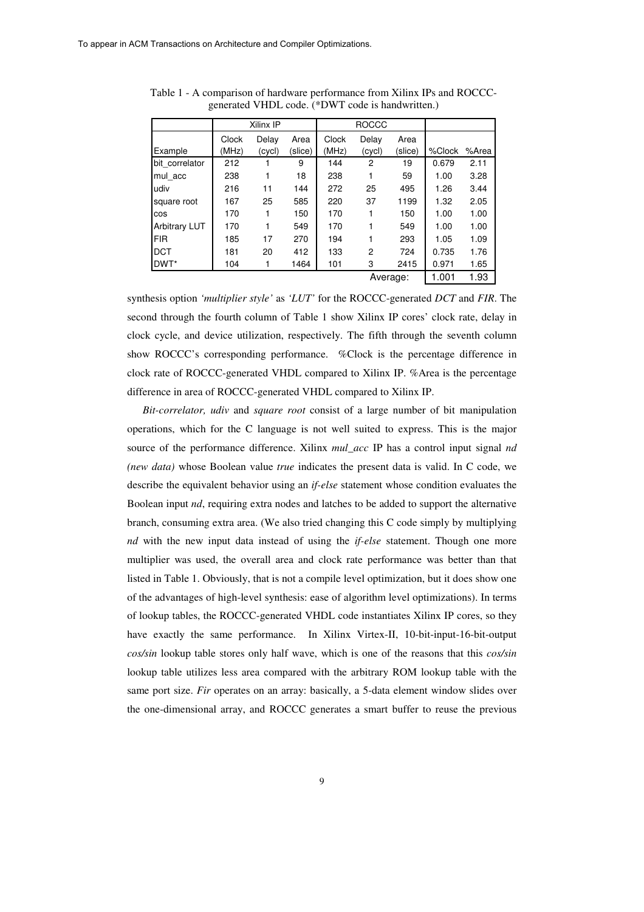Table 1 - A comparison of hardware performance from Xilinx IPs and ROCCC-generated VHDL code. (*DWT code is handwritten.)

| | Xilinx IP | | | ROCCC | | | | |
|---|---|---|---|---|---|---|---|---|
| Example | Clock (MHz) | Delay (cycl) | Area (slice) | Clock (MHz) | Delay (cycl) | Area (slice) | %Clock | %Area |
| bit_correlator | 212 | 1 | 9 | 144 | 2 | 19 | 0.679 | 2.11 |
| mul_acc | 238 | 1 | 18 | 238 | 1 | 59 | 1.00 | 3.28 |
| udiv | 216 | 11 | 144 | 272 | 25 | 495 | 1.26 | 3.44 |
| square root | 167 | 25 | 585 | 220 | 37 | 1199 | 1.32 | 2.05 |
| cos | 170 | 1 | 150 | 170 | 1 | 150 | 1.00 | 1.00 |
| Arbitrary LUT | 170 | 1 | 549 | 170 | 1 | 549 | 1.00 | 1.00 |
| FIR | 185 | 17 | 270 | 194 | 1 | 293 | 1.05 | 1.09 |
| DCT | 181 | 20 | 412 | 133 | 2 | 724 | 0.735 | 1.76 |
| DWT* | 104 | 1 | 1464 | 101 | 3 | 2415 | 0.971 | 1.65 |
| | | | | | | Average: | 1.001 | 1.93 |

synthesis option *'multiplier style'* as *'LUT'* for the ROCCC-generated *DCT* and *FIR*. The second through the fourth column of Table 1 show Xilinx IP cores' clock rate, delay in clock cycle, and device utilization, respectively. The fifth through the seventh column show ROCCC's corresponding performance. %Clock is the percentage difference in clock rate of ROCCC-generated VHDL compared to Xilinx IP. %Area is the percentage difference in area of ROCCC-generated VHDL compared to Xilinx IP.

*Bit-correlator, udiv* and *square root* consist of a large number of bit manipulation operations, which for the C language is not well suited to express. This is the major source of the performance difference. Xilinx *mul_acc* IP has a control input signal *nd (new data)* whose Boolean value *true* indicates the present data is valid. In C code, we describe the equivalent behavior using an *if-else* statement whose condition evaluates the Boolean input *nd*, requiring extra nodes and latches to be added to support the alternative branch, consuming extra area. (We also tried changing this C code simply by multiplying *nd* with the new input data instead of using the *if-else* statement. Though one more multiplier was used, the overall area and clock rate performance was better than that listed in Table 1. Obviously, that is not a compile level optimization, but it does show one of the advantages of high-level synthesis: ease of algorithm level optimizations). In terms of lookup tables, the ROCCC-generated VHDL code instantiates Xilinx IP cores, so they have exactly the same performance. In Xilinx Virtex-II, 10-bit-input-16-bit-output *cos/sin* lookup table stores only half wave, which is one of the reasons that this *cos/sin* lookup table utilizes less area compared with the arbitrary ROM lookup table with the same port size. *Fir* operates on an array: basically, a 5-data element window slides over the one-dimensional array, and ROCCC generates a smart buffer to reuse the previous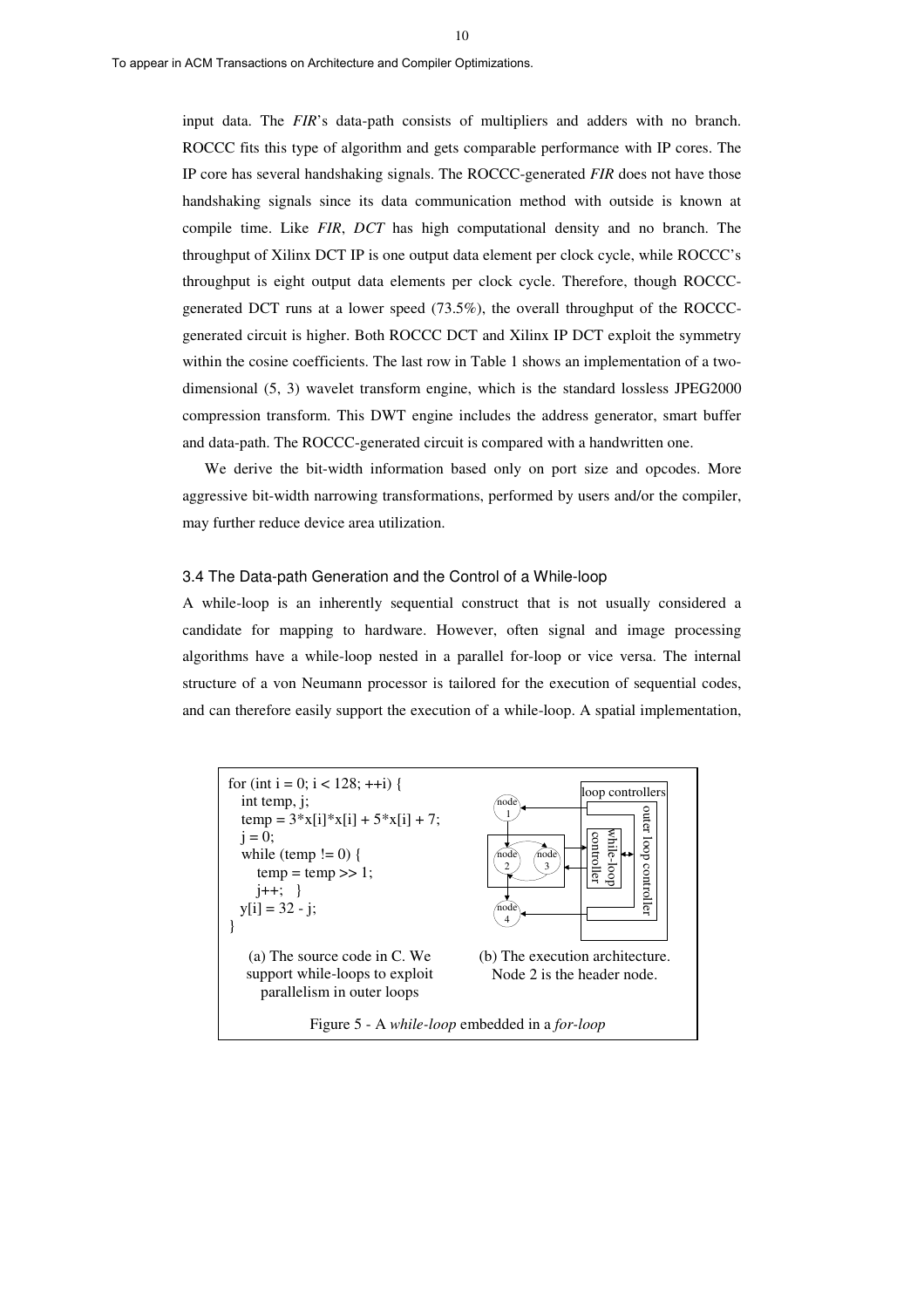input data. The *FIR*'s data-path consists of multipliers and adders with no branch. ROCCC fits this type of algorithm and gets comparable performance with IP cores. The IP core has several handshaking signals. The ROCCC-generated *FIR* does not have those handshaking signals since its data communication method with outside is known at compile time. Like *FIR*, *DCT* has high computational density and no branch. The throughput of Xilinx DCT IP is one output data element per clock cycle, while ROCCC's throughput is eight output data elements per clock cycle. Therefore, though ROCCC-generated DCT runs at a lower speed (73.5%), the overall throughput of the ROCCC-generated circuit is higher. Both ROCCC DCT and Xilinx IP DCT exploit the symmetry within the cosine coefficients. The last row in Table 1 shows an implementation of a two-dimensional (5, 3) wavelet transform engine, which is the standard lossless JPEG2000 compression transform. This DWT engine includes the address generator, smart buffer and data-path. The ROCCC-generated circuit is compared with a handwritten one.

We derive the bit-width information based only on port size and opcodes. More aggressive bit-width narrowing transformations, performed by users and/or the compiler, may further reduce device area utilization.

### 3.4 The Data-path Generation and the Control of a While-loop

A while-loop is an inherently sequential construct that is not usually considered a candidate for mapping to hardware. However, often signal and image processing algorithms have a while-loop nested in a parallel for-loop or vice versa. The internal structure of a von Neumann processor is tailored for the execution of sequential codes, and can therefore easily support the execution of a while-loop. A spatial implementation,

```
for (int i = 0; i < 128; ++i) {
   int temp, j;
   temp = 3*x[i]*x[i] + 5*x[i] + 7;
   j = 0;
   while (temp != 0) {
      temp = temp >> 1;
      j++;   }
   y[i] = 32 - j;
}
```

(a) The source code in C. We support while-loops to exploit parallelism in outer loops

(b) The execution architecture. Node 2 is the header node.

Figure 5 - A *while-loop* embedded in a *for-loop*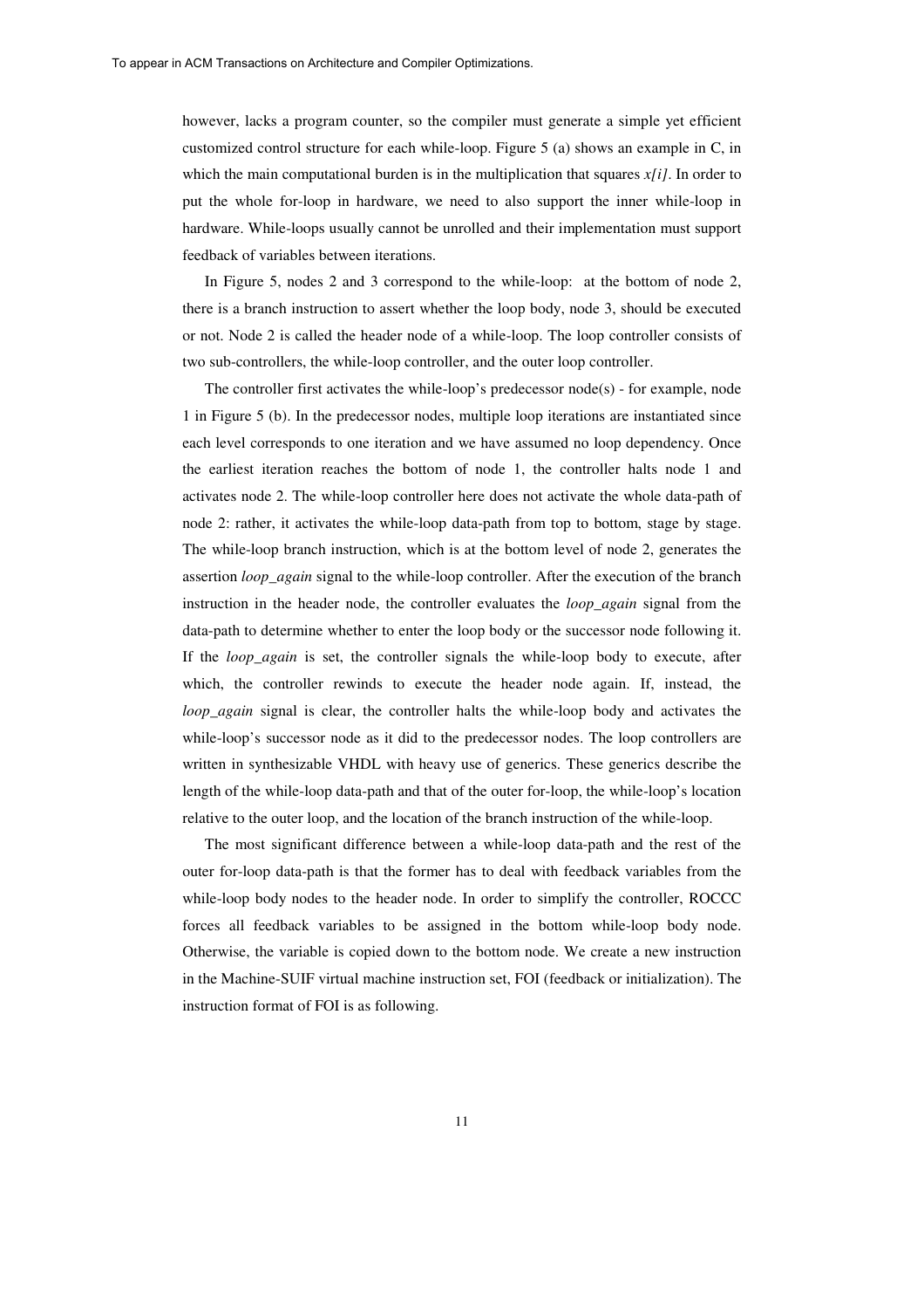however, lacks a program counter, so the compiler must generate a simple yet efficient customized control structure for each while-loop. Figure 5 (a) shows an example in C, in which the main computational burden is in the multiplication that squares *x[i]*. In order to put the whole for-loop in hardware, we need to also support the inner while-loop in hardware. While-loops usually cannot be unrolled and their implementation must support feedback of variables between iterations.

In Figure 5, nodes 2 and 3 correspond to the while-loop: at the bottom of node 2, there is a branch instruction to assert whether the loop body, node 3, should be executed or not. Node 2 is called the header node of a while-loop. The loop controller consists of two sub-controllers, the while-loop controller, and the outer loop controller.

The controller first activates the while-loop's predecessor node(s) - for example, node 1 in Figure 5 (b). In the predecessor nodes, multiple loop iterations are instantiated since each level corresponds to one iteration and we have assumed no loop dependency. Once the earliest iteration reaches the bottom of node 1, the controller halts node 1 and activates node 2. The while-loop controller here does not activate the whole data-path of node 2: rather, it activates the while-loop data-path from top to bottom, stage by stage. The while-loop branch instruction, which is at the bottom level of node 2, generates the assertion *loop_again* signal to the while-loop controller. After the execution of the branch instruction in the header node, the controller evaluates the *loop_again* signal from the data-path to determine whether to enter the loop body or the successor node following it. If the *loop_again* is set, the controller signals the while-loop body to execute, after which, the controller rewinds to execute the header node again. If, instead, the *loop_again* signal is clear, the controller halts the while-loop body and activates the while-loop's successor node as it did to the predecessor nodes. The loop controllers are written in synthesizable VHDL with heavy use of generics. These generics describe the length of the while-loop data-path and that of the outer for-loop, the while-loop's location relative to the outer loop, and the location of the branch instruction of the while-loop.

The most significant difference between a while-loop data-path and the rest of the outer for-loop data-path is that the former has to deal with feedback variables from the while-loop body nodes to the header node. In order to simplify the controller, ROCCC forces all feedback variables to be assigned in the bottom while-loop body node. Otherwise, the variable is copied down to the bottom node. We create a new instruction in the Machine-SUIF virtual machine instruction set, FOI (feedback or initialization). The instruction format of FOI is as following.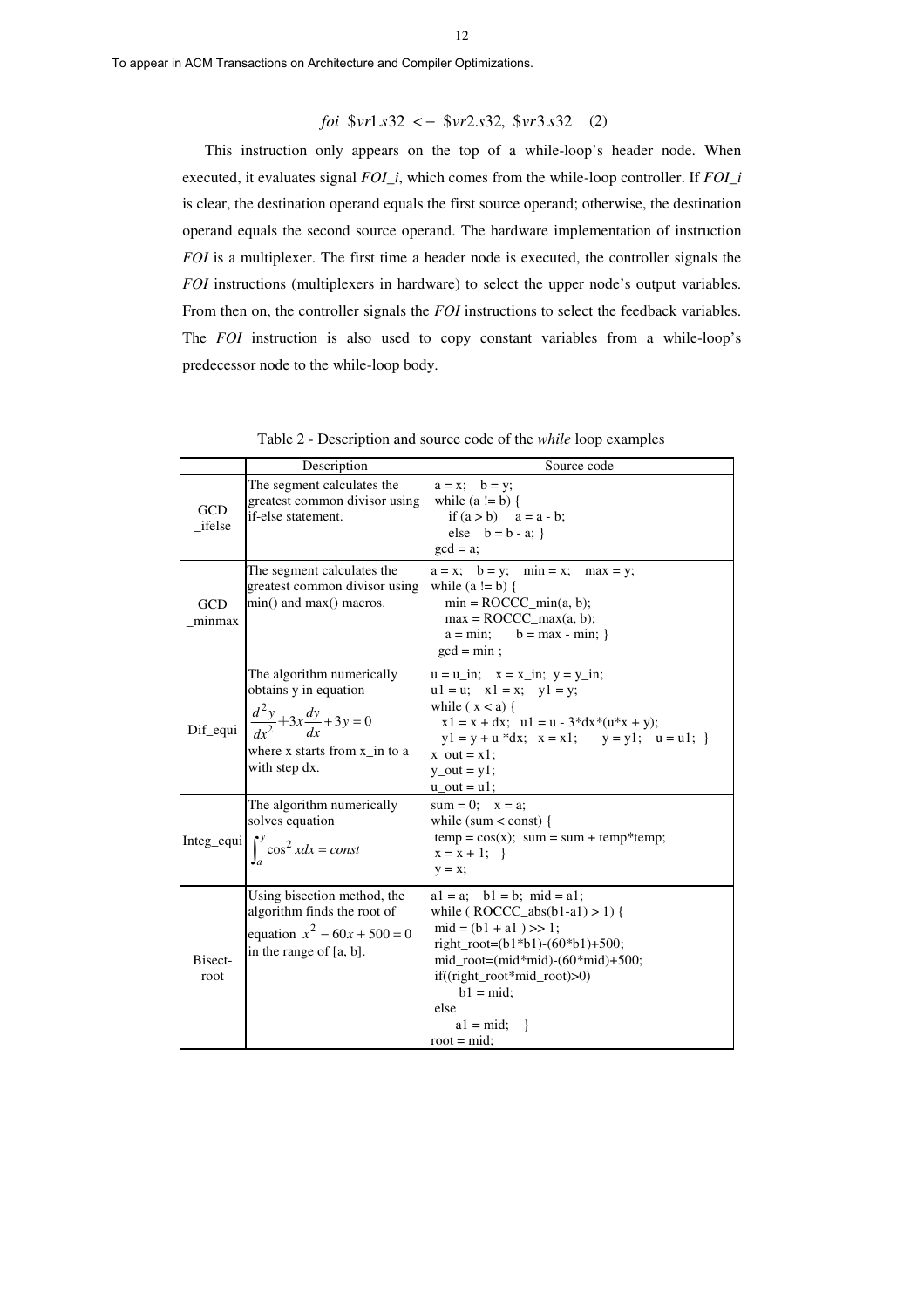$$foi\ \$vr1.s32 <- \$vr2.s32,\ \$vr3.s32 \quad (2)$$

This instruction only appears on the top of a while-loop's header node. When executed, it evaluates signal *FOI_i*, which comes from the while-loop controller. If *FOI_i* is clear, the destination operand equals the first source operand; otherwise, the destination operand equals the second source operand. The hardware implementation of instruction *FOI* is a multiplexer. The first time a header node is executed, the controller signals the *FOI* instructions (multiplexers in hardware) to select the upper node's output variables. From then on, the controller signals the *FOI* instructions to select the feedback variables. The *FOI* instruction is also used to copy constant variables from a while-loop's predecessor node to the while-loop body.

Table 2 - Description and source code of the *while* loop examples

| | Description | Source code |
|---|---|---|
| GCD _ifelse | The segment calculates the greatest common divisor using if-else statement. | `a = x; b = y;`<br>`while (a != b) {`<br>`if (a > b) a = a - b;`<br>`else b = b - a; }`<br>`gcd = a;` |
| GCD _minmax | The segment calculates the greatest common divisor using min() and max() macros. | `a = x; b = y; min = x; max = y;`<br>`while (a != b) {`<br>`min = ROCCC_min(a, b);`<br>`max = ROCCC_max(a, b);`<br>`a = min; b = max - min; }`<br>`gcd = min ;` |
| Dif_equi | The algorithm numerically obtains y in equation $\frac{d^2y}{dx^2}+3x\frac{dy}{dx}+3y=0$ where x starts from x_in to a with step dx. | `u = u_in; x = x_in; y = y_in;`<br>`u1 = u; x1 = x; y1 = y;`<br>`while ( x < a) {`<br>`x1 = x + dx; u1 = u - 3*dx*(u*x + y);`<br>`y1 = y + u *dx; x = x1; y = y1; u = u1; }`<br>`x_out = x1;`<br>`y_out = y1;`<br>`u_out = u1;` |
| Integ_equi | The algorithm numerically solves equation $\int_a^y \cos^2 x dx = const$ | `sum = 0; x = a;`<br>`while (sum < const) {`<br>`temp = cos(x); sum = sum + temp*temp;`<br>`x = x + 1; }`<br>`y = x;` |
| Bisect-root | Using bisection method, the algorithm finds the root of equation $x^2-60x+500=0$ in the range of [a, b]. | `a1 = a; b1 = b; mid = a1;`<br>`while ( ROCCC_abs(b1-a1) > 1) {`<br>`mid = (b1 + a1 ) >> 1;`<br>`right_root=(b1*b1)-(60*b1)+500;`<br>`mid_root=(mid*mid)-(60*mid)+500;`<br>`if((right_root*mid_root)>0)`<br>`b1 = mid;`<br>`else`<br>`a1 = mid; }`<br>`root = mid;` |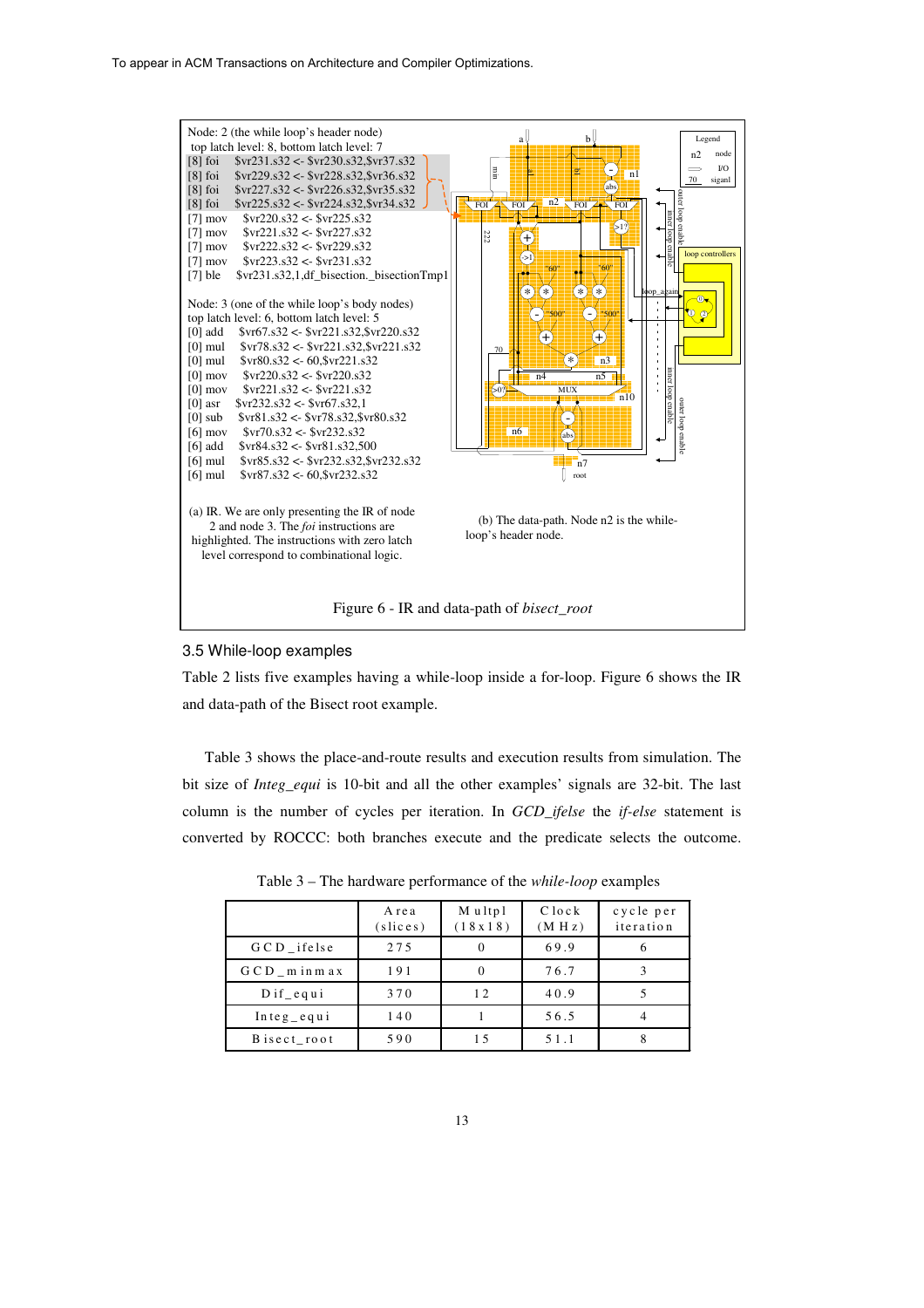Node: 2 (the while loop's header node)
top latch level: 8, bottom latch level: 7

```
[8] foi    $vr231.s32 <- $vr230.s32,$vr37.s32
[8] foi    $vr229.s32 <- $vr228.s32,$vr36.s32
[8] foi    $vr227.s32 <- $vr226.s32,$vr35.s32
[8] foi    $vr225.s32 <- $vr224.s32,$vr34.s32
[7] mov    $vr220.s32 <- $vr225.s32
[7] mov    $vr221.s32 <- $vr227.s32
[7] mov    $vr222.s32 <- $vr229.s32
[7] mov    $vr223.s32 <- $vr231.s32
[7] ble    $vr231.s32,1,df_bisection._bisectionTmp1
```

Node: 3 (one of the while loop's body nodes)
top latch level: 6, bottom latch level: 5

```
[0] add    $vr67.s32 <- $vr221.s32,$vr220.s32
[0] mul    $vr78.s32 <- $vr221.s32,$vr221.s32
[0] mul    $vr80.s32 <- 60,$vr221.s32
[0] mov    $vr220.s32 <- $vr220.s32
[0] mov    $vr221.s32 <- $vr221.s32
[0] asr    $vr232.s32 <- $vr67.s32,1
[0] sub    $vr81.s32 <- $vr78.s32,$vr80.s32
[6] mov    $vr70.s32 <- $vr232.s32
[6] add    $vr84.s32 <- $vr81.s32,500
[6] mul    $vr85.s32 <- $vr232.s32,$vr232.s32
[6] mul    $vr87.s32 <- 60,$vr232.s32
```

(a) IR. We are only presenting the IR of node 2 and node 3. The *foi* instructions are highlighted. The instructions with zero latch level correspond to combinational logic.

(b) The data-path. Node n2 is the while-loop's header node.

Figure 6 - IR and data-path of *bisect_root*

### 3.5 While-loop examples

Table 2 lists five examples having a while-loop inside a for-loop. Figure 6 shows the IR and data-path of the Bisect root example.

Table 3 shows the place-and-route results and execution results from simulation. The bit size of *Integ_equi* is 10-bit and all the other examples' signals are 32-bit. The last column is the number of cycles per iteration. In *GCD_ifelse* the *if-else* statement is converted by ROCCC: both branches execute and the predicate selects the outcome.

Table 3 – The hardware performance of the *while-loop* examples

| | Area (slices) | Multpl (18x18) | Clock (MHz) | cycle per iteration |
|---|---|---|---|---|
| GCD_ifelse | 275 | 0 | 69.9 | 6 |
| GCD_minmax | 191 | 0 | 76.7 | 3 |
| Dif_equi | 370 | 12 | 40.9 | 5 |
| Integ_equi | 140 | 1 | 56.5 | 4 |
| Bisect_root | 590 | 15 | 51.1 | 8 |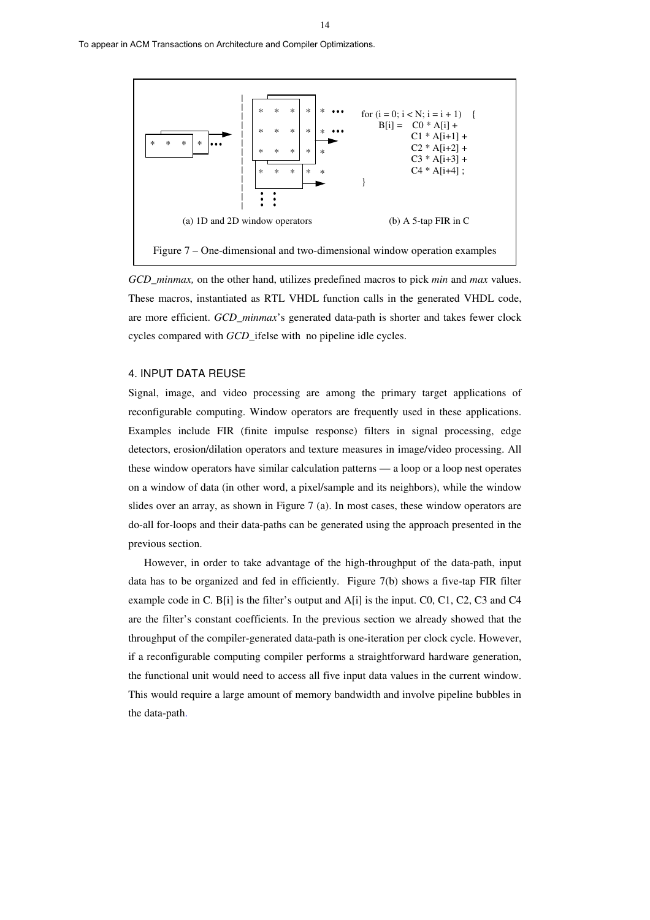```
for (i = 0; i < N; i = i + 1)   {
     B[i] =   C0 * A[i] +
              C1 * A[i+1] +
              C2 * A[i+2] +
              C3 * A[i+3] +
              C4 * A[i+4] ;
}
```

(a) 1D and 2D window operators (b) A 5-tap FIR in C

Figure 7 – One-dimensional and two-dimensional window operation examples

*GCD_minmax,* on the other hand, utilizes predefined macros to pick *min* and *max* values. These macros, instantiated as RTL VHDL function calls in the generated VHDL code, are more efficient. *GCD_minmax*'s generated data-path is shorter and takes fewer clock cycles compared with *GCD_*ifelse with no pipeline idle cycles.

## 4. INPUT DATA REUSE

Signal, image, and video processing are among the primary target applications of reconfigurable computing. Window operators are frequently used in these applications. Examples include FIR (finite impulse response) filters in signal processing, edge detectors, erosion/dilation operators and texture measures in image/video processing. All these window operators have similar calculation patterns — a loop or a loop nest operates on a window of data (in other word, a pixel/sample and its neighbors), while the window slides over an array, as shown in Figure 7 (a). In most cases, these window operators are do-all for-loops and their data-paths can be generated using the approach presented in the previous section.

However, in order to take advantage of the high-throughput of the data-path, input data has to be organized and fed in efficiently. Figure 7(b) shows a five-tap FIR filter example code in C. B[i] is the filter's output and A[i] is the input. C0, C1, C2, C3 and C4 are the filter's constant coefficients. In the previous section we already showed that the throughput of the compiler-generated data-path is one-iteration per clock cycle. However, if a reconfigurable computing compiler performs a straightforward hardware generation, the functional unit would need to access all five input data values in the current window. This would require a large amount of memory bandwidth and involve pipeline bubbles in the data-path.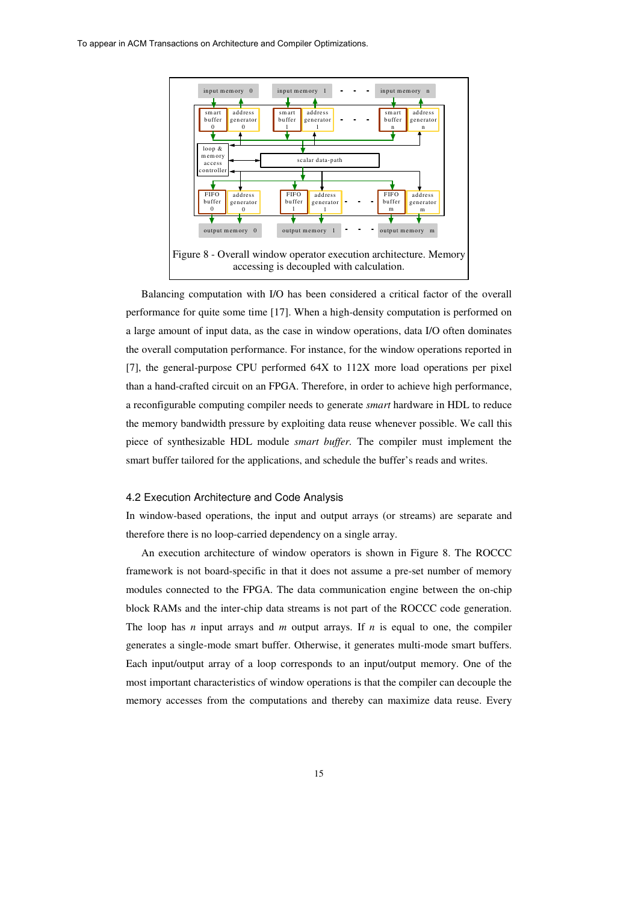Figure 8 - Overall window operator execution architecture. Memory accessing is decoupled with calculation.

Balancing computation with I/O has been considered a critical factor of the overall performance for quite some time [17]. When a high-density computation is performed on a large amount of input data, as the case in window operations, data I/O often dominates the overall computation performance. For instance, for the window operations reported in [7], the general-purpose CPU performed 64X to 112X more load operations per pixel than a hand-crafted circuit on an FPGA. Therefore, in order to achieve high performance, a reconfigurable computing compiler needs to generate *smart* hardware in HDL to reduce the memory bandwidth pressure by exploiting data reuse whenever possible. We call this piece of synthesizable HDL module *smart buffer*. The compiler must implement the smart buffer tailored for the applications, and schedule the buffer's reads and writes.

### 4.2 Execution Architecture and Code Analysis

In window-based operations, the input and output arrays (or streams) are separate and therefore there is no loop-carried dependency on a single array.

An execution architecture of window operators is shown in Figure 8. The ROCCC framework is not board-specific in that it does not assume a pre-set number of memory modules connected to the FPGA. The data communication engine between the on-chip block RAMs and the inter-chip data streams is not part of the ROCCC code generation. The loop has $n$ input arrays and $m$ output arrays. If $n$ is equal to one, the compiler generates a single-mode smart buffer. Otherwise, it generates multi-mode smart buffers. Each input/output array of a loop corresponds to an input/output memory. One of the most important characteristics of window operations is that the compiler can decouple the memory accesses from the computations and thereby can maximize data reuse. Every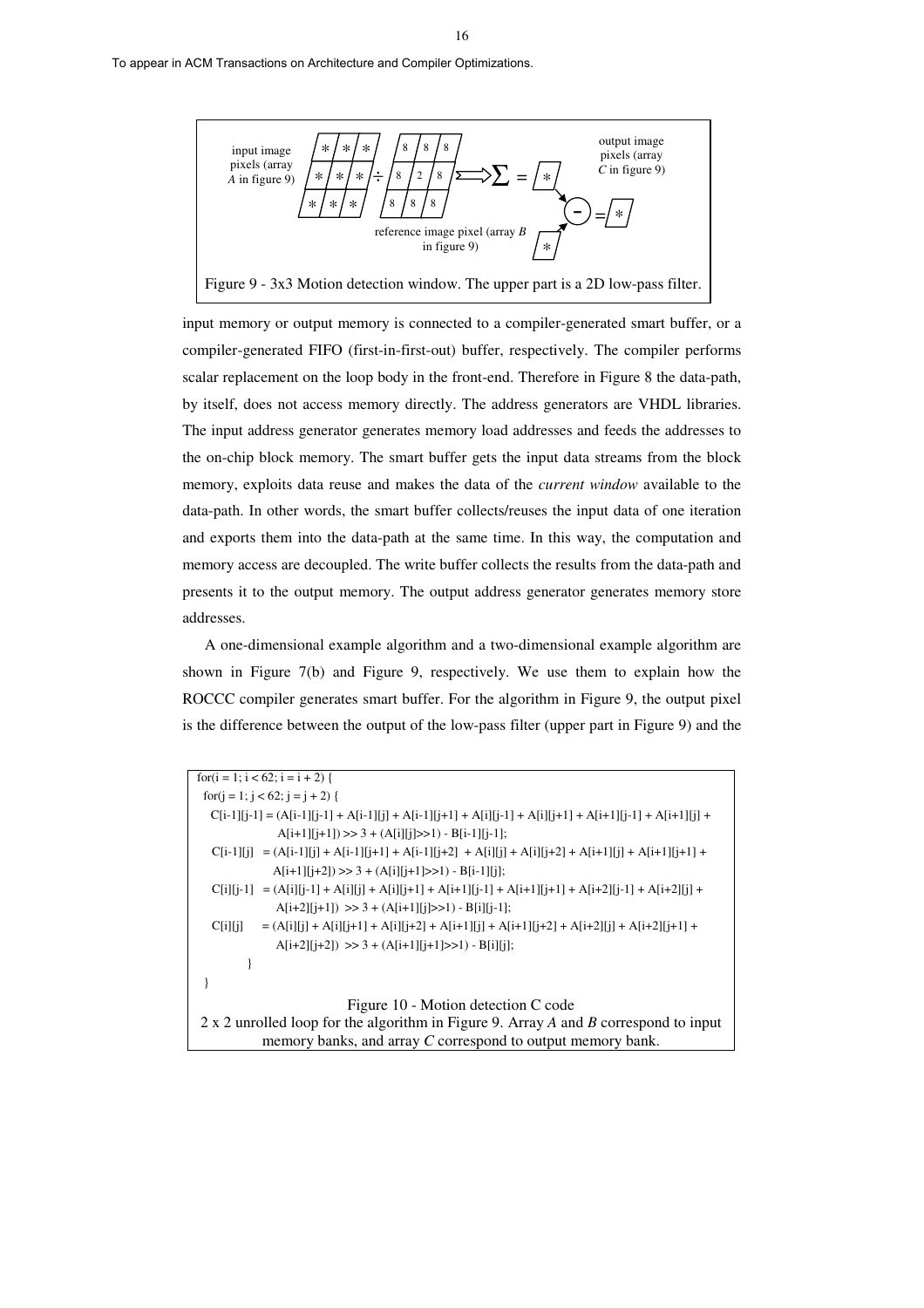input image pixels (array *A* in figure 9)

output image pixels (array *C* in figure 9)

reference image pixel (array *B* in figure 9)

Figure 9 - 3x3 Motion detection window. The upper part is a 2D low-pass filter.

input memory or output memory is connected to a compiler-generated smart buffer, or a compiler-generated FIFO (first-in-first-out) buffer, respectively. The compiler performs scalar replacement on the loop body in the front-end. Therefore in Figure 8 the data-path, by itself, does not access memory directly. The address generators are VHDL libraries. The input address generator generates memory load addresses and feeds the addresses to the on-chip block memory. The smart buffer gets the input data streams from the block memory, exploits data reuse and makes the data of the *current window* available to the data-path. In other words, the smart buffer collects/reuses the input data of one iteration and exports them into the data-path at the same time. In this way, the computation and memory access are decoupled. The write buffer collects the results from the data-path and presents it to the output memory. The output address generator generates memory store addresses.

A one-dimensional example algorithm and a two-dimensional example algorithm are shown in Figure 7(b) and Figure 9, respectively. We use them to explain how the ROCCC compiler generates smart buffer. For the algorithm in Figure 9, the output pixel is the difference between the output of the low-pass filter (upper part in Figure 9) and the

```
for(i = 1; i < 62; i = i + 2) {
  for(j = 1; j < 62; j = j + 2) {
    C[i-1][j-1] = (A[i-1][j-1] + A[i-1][j] + A[i-1][j+1] + A[i][j-1] + A[i][j+1] + A[i+1][j-1] + A[i+1][j] +
                  A[i+1][j+1]) >> 3 + (A[i][j]>>1) - B[i-1][j-1];
    C[i-1][j]   = (A[i-1][j] + A[i-1][j+1] + A[i-1][j+2]  + A[i][j] + A[i][j+2] + A[i+1][j] + A[i+1][j+1] +
                  A[i+1][j+2]) >> 3 + (A[i][j+1]>>1) - B[i-1][j];
    C[i][j-1]   = (A[i][j-1] + A[i][j] + A[i][j+1] + A[i+1][j-1] + A[i+1][j+1] + A[i+2][j-1] + A[i+2][j] +
                  A[i+2][j+1])  >> 3 + (A[i+1][j]>>1) - B[i][j-1];
    C[i][j]     = (A[i][j] + A[i][j+1] + A[i][j+2] + A[i+1][j] + A[i+1][j+2] + A[i+2][j] + A[i+2][j+1] +
                  A[i+2][j+2])  >> 3 + (A[i+1][j+1]>>1) - B[i][j];
          }
}
```

Figure 10 - Motion detection C code
2 x 2 unrolled loop for the algorithm in Figure 9. Array *A* and *B* correspond to input memory banks, and array *C* correspond to output memory bank.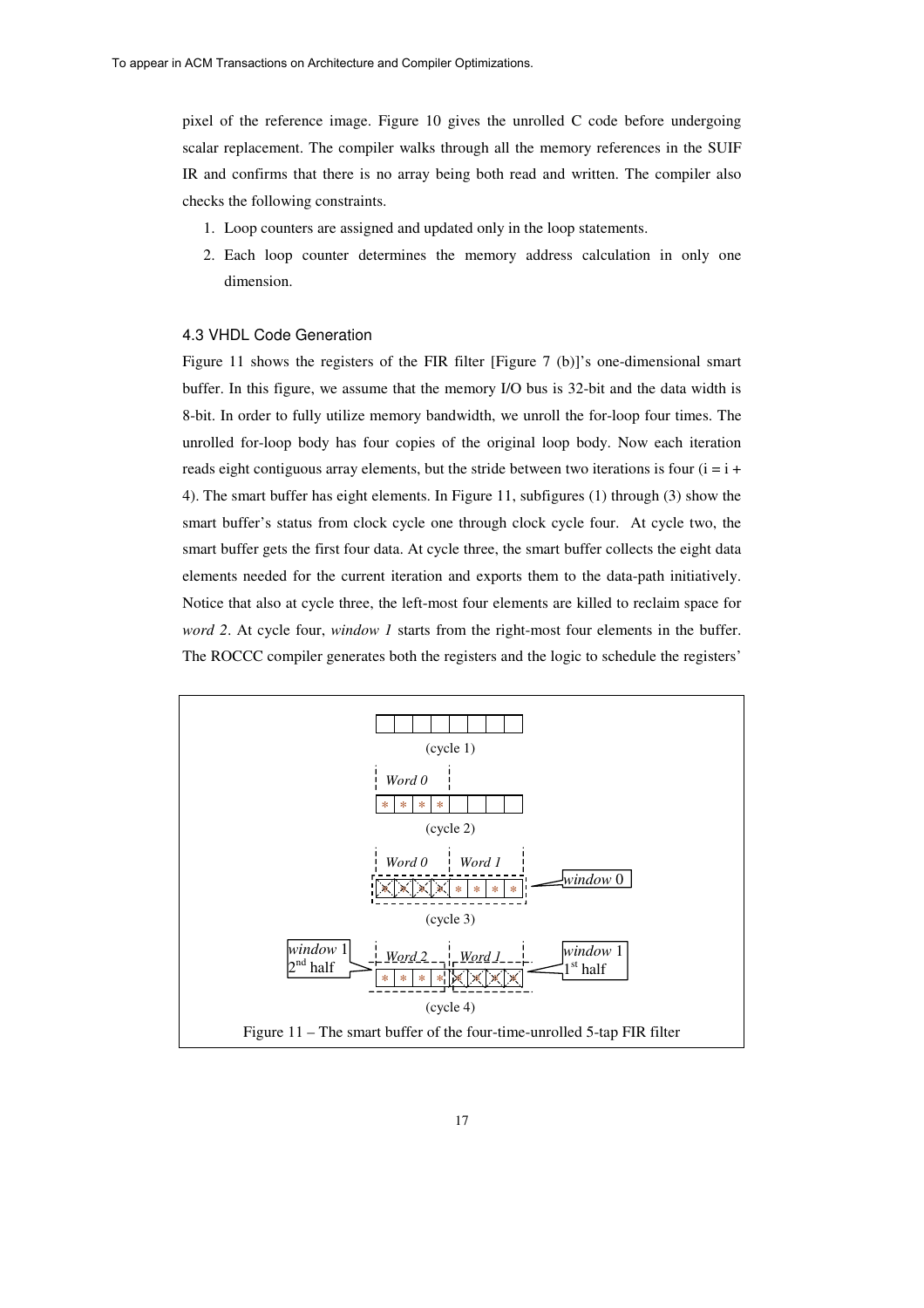pixel of the reference image. Figure 10 gives the unrolled C code before undergoing scalar replacement. The compiler walks through all the memory references in the SUIF IR and confirms that there is no array being both read and written. The compiler also checks the following constraints.

1. Loop counters are assigned and updated only in the loop statements.
2. Each loop counter determines the memory address calculation in only one dimension.

### 4.3 VHDL Code Generation

Figure 11 shows the registers of the FIR filter [Figure 7 (b)]'s one-dimensional smart buffer. In this figure, we assume that the memory I/O bus is 32-bit and the data width is 8-bit. In order to fully utilize memory bandwidth, we unroll the for-loop four times. The unrolled for-loop body has four copies of the original loop body. Now each iteration reads eight contiguous array elements, but the stride between two iterations is four (i = i + 4). The smart buffer has eight elements. In Figure 11, subfigures (1) through (3) show the smart buffer's status from clock cycle one through clock cycle four. At cycle two, the smart buffer gets the first four data. At cycle three, the smart buffer collects the eight data elements needed for the current iteration and exports them to the data-path initiatively. Notice that also at cycle three, the left-most four elements are killed to reclaim space for *word 2*. At cycle four, *window 1* starts from the right-most four elements in the buffer. The ROCCC compiler generates both the registers and the logic to schedule the registers'

(cycle 1)

*Word 0*

(cycle 2)

*Word 0* *Word 1* *window* 0

(cycle 3)

*window* 1 2nd half *Word 2* *Word 1* *window* 1 1st half

(cycle 4)

Figure 11 – The smart buffer of the four-time-unrolled 5-tap FIR filter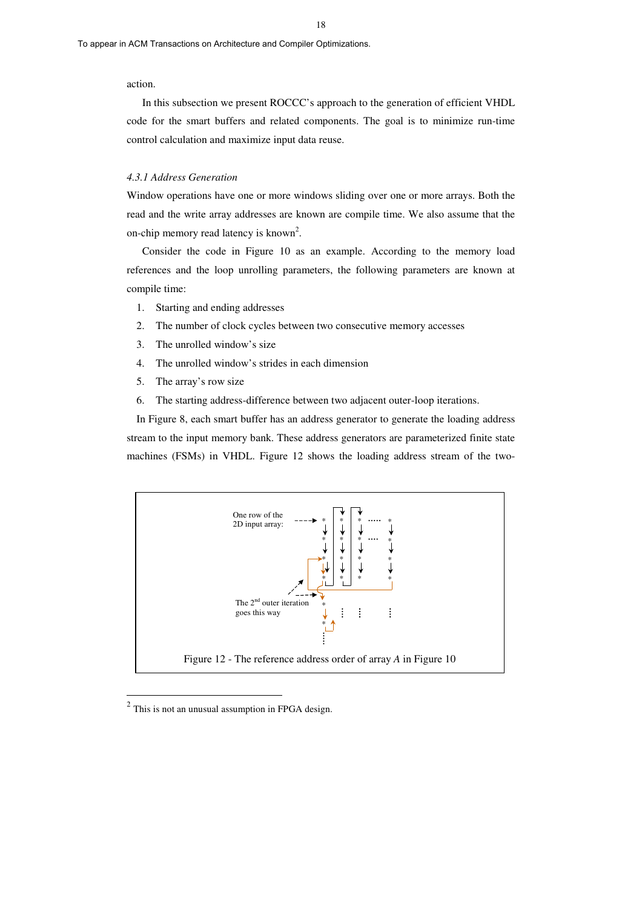action.

In this subsection we present ROCCC's approach to the generation of efficient VHDL code for the smart buffers and related components. The goal is to minimize run-time control calculation and maximize input data reuse.

### *4.3.1 Address Generation*

Window operations have one or more windows sliding over one or more arrays. Both the read and the write array addresses are known are compile time. We also assume that the on-chip memory read latency is known[2].

Consider the code in Figure 10 as an example. According to the memory load references and the loop unrolling parameters, the following parameters are known at compile time:

1. Starting and ending addresses
2. The number of clock cycles between two consecutive memory accesses
3. The unrolled window's size
4. The unrolled window's strides in each dimension
5. The array's row size
6. The starting address-difference between two adjacent outer-loop iterations.

In Figure 8, each smart buffer has an address generator to generate the loading address stream to the input memory bank. These address generators are parameterized finite state machines (FSMs) in VHDL. Figure 12 shows the loading address stream of the two-

One row of the 2D input array:

The 2nd outer iteration goes this way

Figure 12 - The reference address order of array *A* in Figure 10

---

[2] This is not an unusual assumption in FPGA design.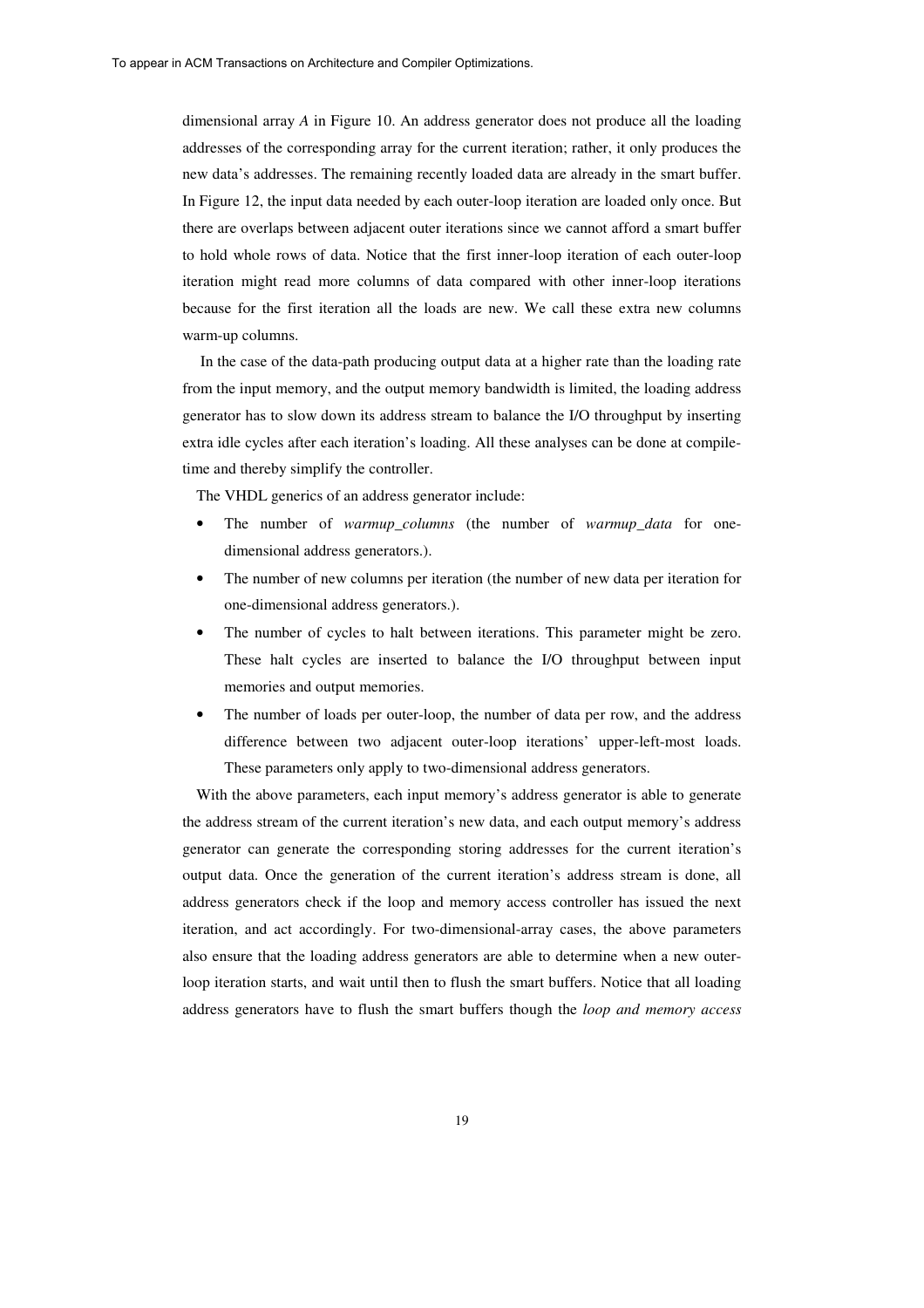dimensional array *A* in Figure 10. An address generator does not produce all the loading addresses of the corresponding array for the current iteration; rather, it only produces the new data's addresses. The remaining recently loaded data are already in the smart buffer. In Figure 12, the input data needed by each outer-loop iteration are loaded only once. But there are overlaps between adjacent outer iterations since we cannot afford a smart buffer to hold whole rows of data. Notice that the first inner-loop iteration of each outer-loop iteration might read more columns of data compared with other inner-loop iterations because for the first iteration all the loads are new. We call these extra new columns warm-up columns.

In the case of the data-path producing output data at a higher rate than the loading rate from the input memory, and the output memory bandwidth is limited, the loading address generator has to slow down its address stream to balance the I/O throughput by inserting extra idle cycles after each iteration's loading. All these analyses can be done at compile-time and thereby simplify the controller.

The VHDL generics of an address generator include:

- The number of *warmup_columns* (the number of *warmup_data* for one-dimensional address generators.).
- The number of new columns per iteration (the number of new data per iteration for one-dimensional address generators.).
- The number of cycles to halt between iterations. This parameter might be zero. These halt cycles are inserted to balance the I/O throughput between input memories and output memories.
- The number of loads per outer-loop, the number of data per row, and the address difference between two adjacent outer-loop iterations' upper-left-most loads. These parameters only apply to two-dimensional address generators.

With the above parameters, each input memory's address generator is able to generate the address stream of the current iteration's new data, and each output memory's address generator can generate the corresponding storing addresses for the current iteration's output data. Once the generation of the current iteration's address stream is done, all address generators check if the loop and memory access controller has issued the next iteration, and act accordingly. For two-dimensional-array cases, the above parameters also ensure that the loading address generators are able to determine when a new outer-loop iteration starts, and wait until then to flush the smart buffers. Notice that all loading address generators have to flush the smart buffers though the *loop and memory access*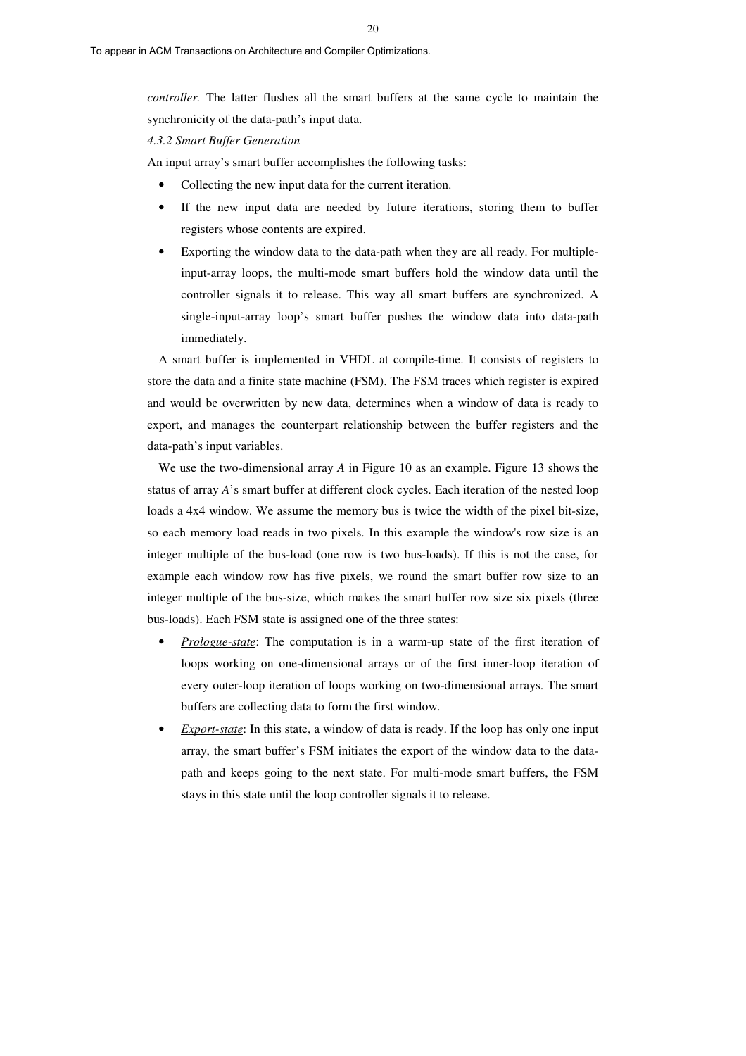*controller*. The latter flushes all the smart buffers at the same cycle to maintain the synchronicity of the data-path's input data.

*4.3.2 Smart Buffer Generation*

An input array's smart buffer accomplishes the following tasks:

- Collecting the new input data for the current iteration.
- If the new input data are needed by future iterations, storing them to buffer registers whose contents are expired.
- Exporting the window data to the data-path when they are all ready. For multiple-input-array loops, the multi-mode smart buffers hold the window data until the controller signals it to release. This way all smart buffers are synchronized. A single-input-array loop's smart buffer pushes the window data into data-path immediately.

A smart buffer is implemented in VHDL at compile-time. It consists of registers to store the data and a finite state machine (FSM). The FSM traces which register is expired and would be overwritten by new data, determines when a window of data is ready to export, and manages the counterpart relationship between the buffer registers and the data-path's input variables.

We use the two-dimensional array *A* in Figure 10 as an example. Figure 13 shows the status of array *A*'s smart buffer at different clock cycles. Each iteration of the nested loop loads a 4x4 window. We assume the memory bus is twice the width of the pixel bit-size, so each memory load reads in two pixels. In this example the window's row size is an integer multiple of the bus-load (one row is two bus-loads). If this is not the case, for example each window row has five pixels, we round the smart buffer row size to an integer multiple of the bus-size, which makes the smart buffer row size six pixels (three bus-loads). Each FSM state is assigned one of the three states:

- *Prologue-state*: The computation is in a warm-up state of the first iteration of loops working on one-dimensional arrays or of the first inner-loop iteration of every outer-loop iteration of loops working on two-dimensional arrays. The smart buffers are collecting data to form the first window.
- *Export-state*: In this state, a window of data is ready. If the loop has only one input array, the smart buffer's FSM initiates the export of the window data to the data-path and keeps going to the next state. For multi-mode smart buffers, the FSM stays in this state until the loop controller signals it to release.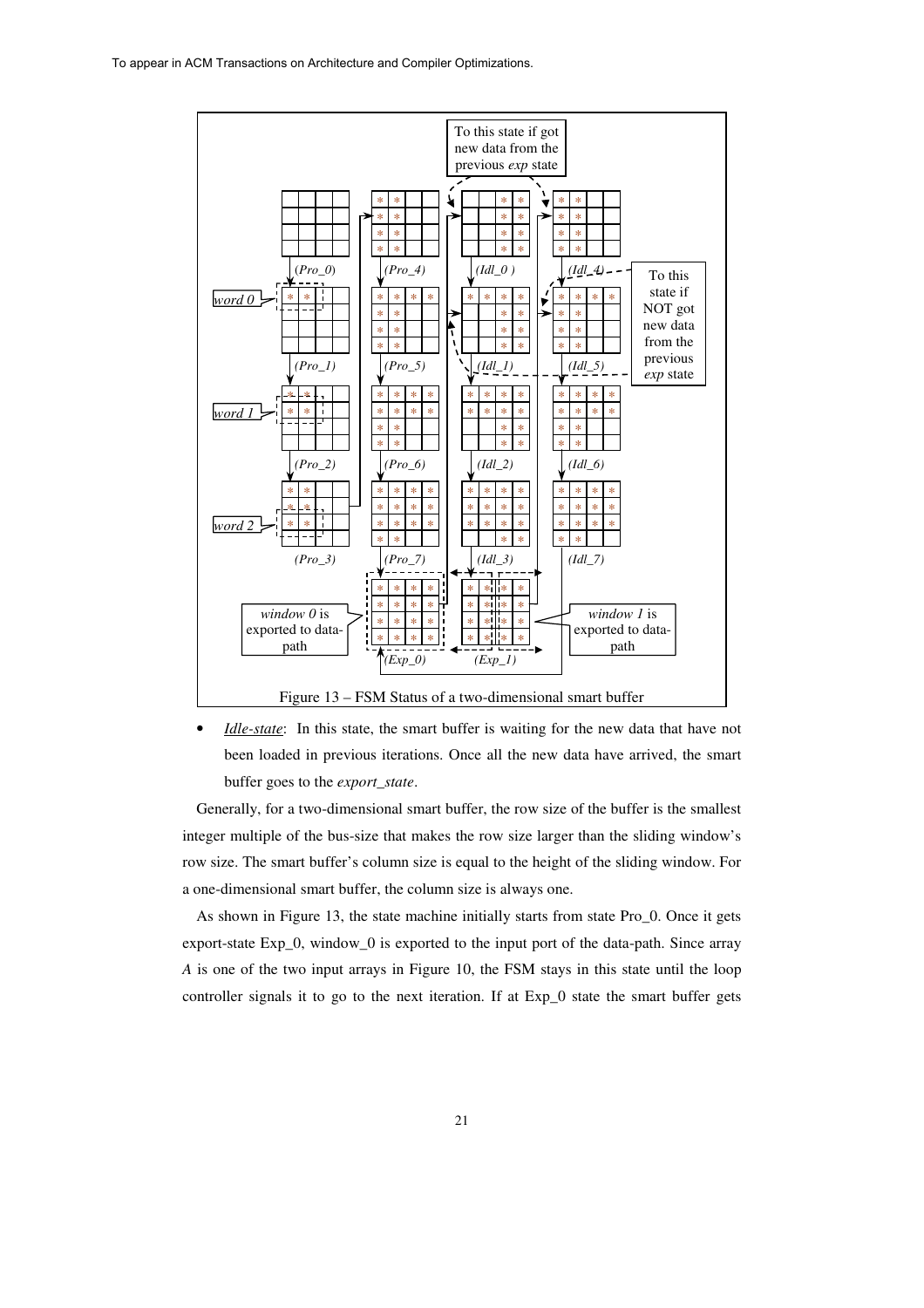Figure 13 – FSM Status of a two-dimensional smart buffer

- *Idle-state*: In this state, the smart buffer is waiting for the new data that have not been loaded in previous iterations. Once all the new data have arrived, the smart buffer goes to the *export_state*.

Generally, for a two-dimensional smart buffer, the row size of the buffer is the smallest integer multiple of the bus-size that makes the row size larger than the sliding window's row size. The smart buffer's column size is equal to the height of the sliding window. For a one-dimensional smart buffer, the column size is always one.

As shown in Figure 13, the state machine initially starts from state Pro_0. Once it gets export-state Exp_0, window_0 is exported to the input port of the data-path. Since array *A* is one of the two input arrays in Figure 10, the FSM stays in this state until the loop controller signals it to go to the next iteration. If at Exp_0 state the smart buffer gets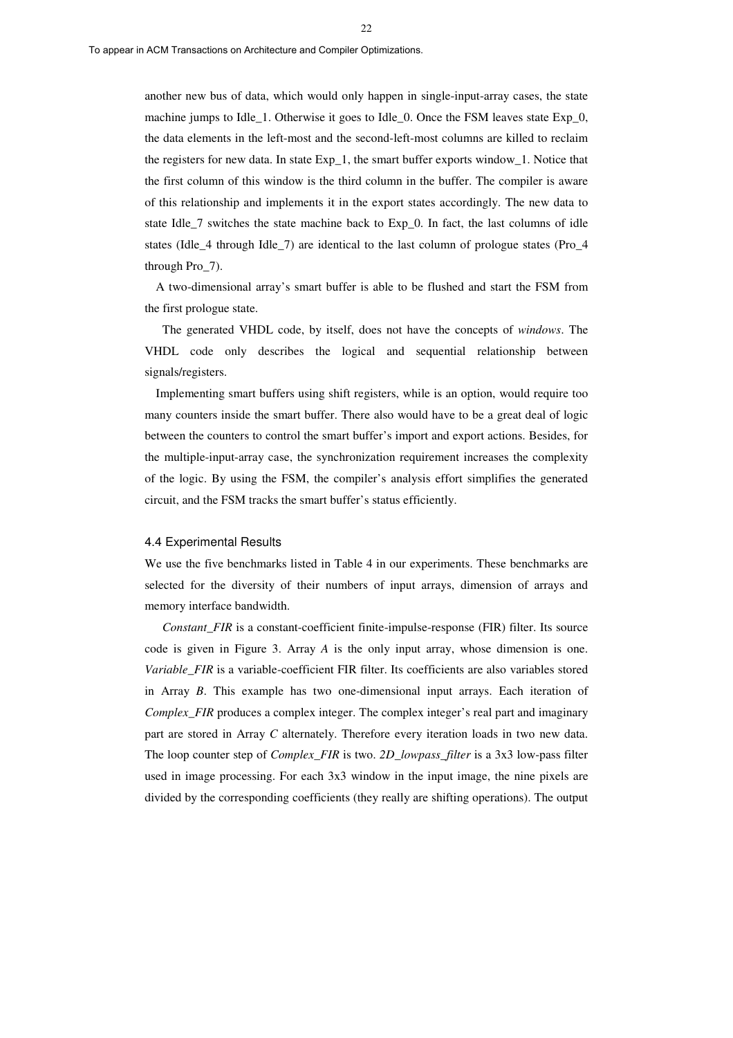another new bus of data, which would only happen in single-input-array cases, the state machine jumps to Idle_1. Otherwise it goes to Idle_0. Once the FSM leaves state Exp_0, the data elements in the left-most and the second-left-most columns are killed to reclaim the registers for new data. In state Exp_1, the smart buffer exports window_1. Notice that the first column of this window is the third column in the buffer. The compiler is aware of this relationship and implements it in the export states accordingly. The new data to state Idle_7 switches the state machine back to Exp_0. In fact, the last columns of idle states (Idle_4 through Idle_7) are identical to the last column of prologue states (Pro_4 through Pro_7).

A two-dimensional array's smart buffer is able to be flushed and start the FSM from the first prologue state.

The generated VHDL code, by itself, does not have the concepts of *windows*. The VHDL code only describes the logical and sequential relationship between signals/registers.

Implementing smart buffers using shift registers, while is an option, would require too many counters inside the smart buffer. There also would have to be a great deal of logic between the counters to control the smart buffer's import and export actions. Besides, for the multiple-input-array case, the synchronization requirement increases the complexity of the logic. By using the FSM, the compiler's analysis effort simplifies the generated circuit, and the FSM tracks the smart buffer's status efficiently.

### 4.4 Experimental Results

We use the five benchmarks listed in Table 4 in our experiments. These benchmarks are selected for the diversity of their numbers of input arrays, dimension of arrays and memory interface bandwidth.

*Constant_FIR* is a constant-coefficient finite-impulse-response (FIR) filter. Its source code is given in Figure 3. Array *A* is the only input array, whose dimension is one. *Variable_FIR* is a variable-coefficient FIR filter. Its coefficients are also variables stored in Array *B*. This example has two one-dimensional input arrays. Each iteration of *Complex_FIR* produces a complex integer. The complex integer's real part and imaginary part are stored in Array *C* alternately. Therefore every iteration loads in two new data. The loop counter step of *Complex_FIR* is two. *2D_lowpass_filter* is a 3x3 low-pass filter used in image processing. For each 3x3 window in the input image, the nine pixels are divided by the corresponding coefficients (they really are shifting operations). The output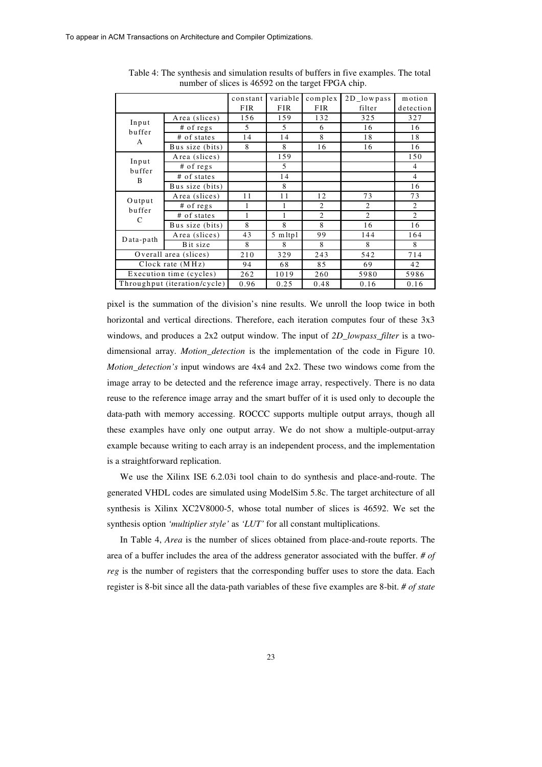Table 4: The synthesis and simulation results of buffers in five examples. The total number of slices is 46592 on the target FPGA chip.

| | | constant FIR | variable FIR | complex FIR | 2D_lowpass filter | motion detection |
|---|---|---|---|---|---|---|
| Input buffer A | Area (slices) | 156 | 159 | 132 | 325 | 327 |
| | # of regs | 5 | 5 | 6 | 16 | 16 |
| | # of states | 14 | 14 | 8 | 18 | 18 |
| | Bus size (bits) | 8 | 8 | 16 | 16 | 16 |
| Input buffer B | Area (slices) | | 159 | | | 150 |
| | # of regs | | 5 | | | 4 |
| | # of states | | 14 | | | 4 |
| | Bus size (bits) | | 8 | | | 16 |
| Output buffer C | Area (slices) | 11 | 11 | 12 | 73 | 73 |
| | # of regs | 1 | 1 | 2 | 2 | 2 |
| | # of states | 1 | 1 | 2 | 2 | 2 |
| | Bus size (bits) | 8 | 8 | 8 | 16 | 16 |
| Data-path | Area (slices) | 43 | 5 mltpl | 99 | 144 | 164 |
| | Bit size | 8 | 8 | 8 | 8 | 8 |
| Overall area (slices) | | 210 | 329 | 243 | 542 | 714 |
| Clock rate (MHz) | | 94 | 68 | 85 | 69 | 42 |
| Execution time (cycles) | | 262 | 1019 | 260 | 5980 | 5986 |
| Throughput (iteration/cycle) | | 0.96 | 0.25 | 0.48 | 0.16 | 0.16 |

pixel is the summation of the division's nine results. We unroll the loop twice in both horizontal and vertical directions. Therefore, each iteration computes four of these 3x3 windows, and produces a 2x2 output window. The input of *2D_lowpass_filter* is a two-dimensional array. *Motion_detection* is the implementation of the code in Figure 10. *Motion_detection's* input windows are 4x4 and 2x2. These two windows come from the image array to be detected and the reference image array, respectively. There is no data reuse to the reference image array and the smart buffer of it is used only to decouple the data-path with memory accessing. ROCCC supports multiple output arrays, though all these examples have only one output array. We do not show a multiple-output-array example because writing to each array is an independent process, and the implementation is a straightforward replication.

We use the Xilinx ISE 6.2.03i tool chain to do synthesis and place-and-route. The generated VHDL codes are simulated using ModelSim 5.8c. The target architecture of all synthesis is Xilinx XC2V8000-5, whose total number of slices is 46592. We set the synthesis option *'multiplier style'* as *'LUT'* for all constant multiplications.

In Table 4, *Area* is the number of slices obtained from place-and-route reports. The area of a buffer includes the area of the address generator associated with the buffer. *# of reg* is the number of registers that the corresponding buffer uses to store the data. Each register is 8-bit since all the data-path variables of these five examples are 8-bit. *# of state*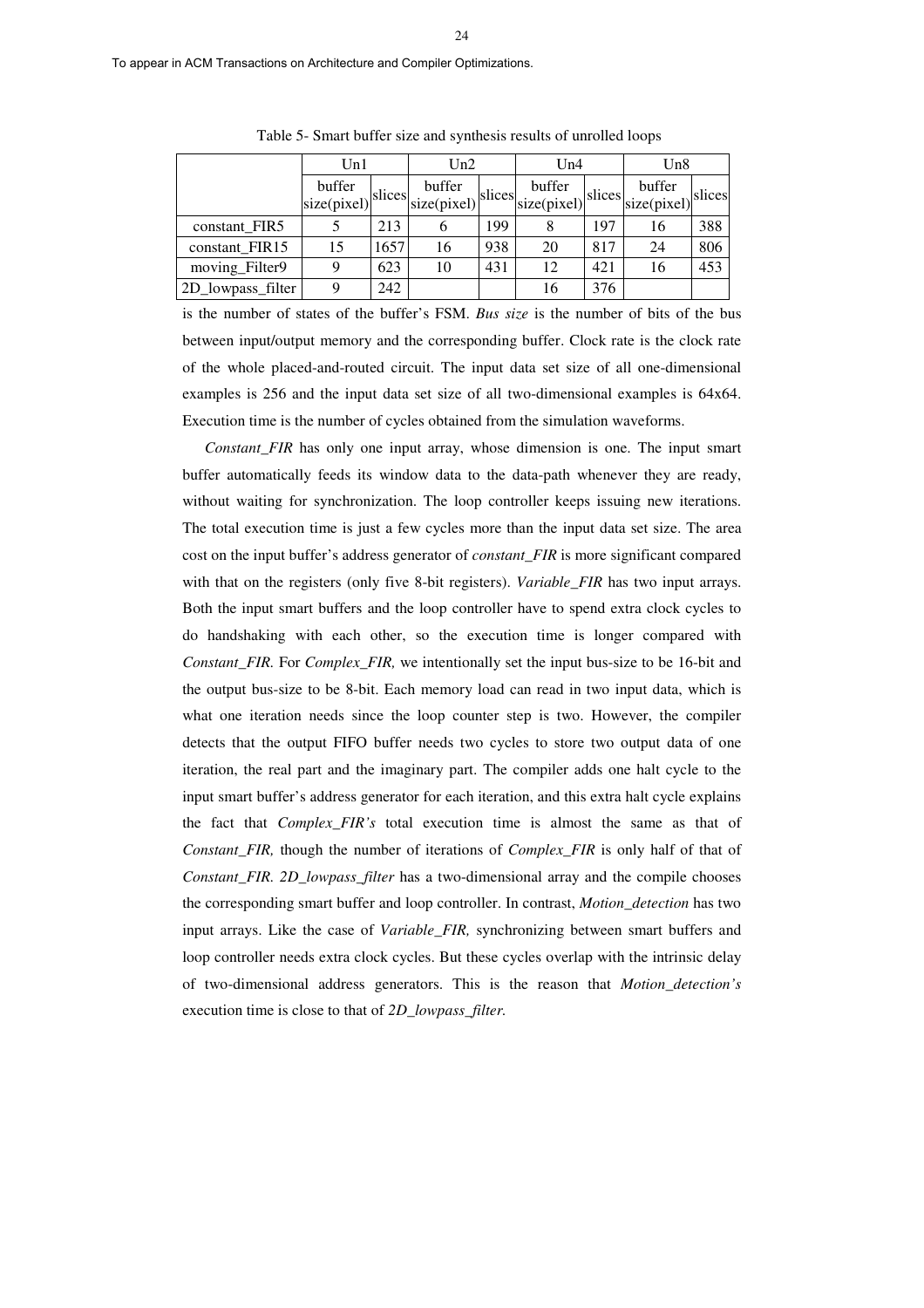Table 5- Smart buffer size and synthesis results of unrolled loops

| | Un1 | | Un2 | | Un4 | | Un8 | |
|---|---|---|---|---|---|---|---|---|
| | buffer size(pixel) | slices | buffer size(pixel) | slices | buffer size(pixel) | slices | buffer size(pixel) | slices |
| constant_FIR5 | 5 | 213 | 6 | 199 | 8 | 197 | 16 | 388 |
| constant_FIR15 | 15 | 1657 | 16 | 938 | 20 | 817 | 24 | 806 |
| moving_Filter9 | 9 | 623 | 10 | 431 | 12 | 421 | 16 | 453 |
| 2D_lowpass_filter | 9 | 242 | | | 16 | 376 | | |

is the number of states of the buffer's FSM. *Bus size* is the number of bits of the bus between input/output memory and the corresponding buffer. Clock rate is the clock rate of the whole placed-and-routed circuit. The input data set size of all one-dimensional examples is 256 and the input data set size of all two-dimensional examples is 64x64. Execution time is the number of cycles obtained from the simulation waveforms.

*Constant_FIR* has only one input array, whose dimension is one. The input smart buffer automatically feeds its window data to the data-path whenever they are ready, without waiting for synchronization. The loop controller keeps issuing new iterations. The total execution time is just a few cycles more than the input data set size. The area cost on the input buffer's address generator of *constant_FIR* is more significant compared with that on the registers (only five 8-bit registers). *Variable_FIR* has two input arrays. Both the input smart buffers and the loop controller have to spend extra clock cycles to do handshaking with each other, so the execution time is longer compared with *Constant_FIR*. For *Complex_FIR,* we intentionally set the input bus-size to be 16-bit and the output bus-size to be 8-bit. Each memory load can read in two input data, which is what one iteration needs since the loop counter step is two. However, the compiler detects that the output FIFO buffer needs two cycles to store two output data of one iteration, the real part and the imaginary part. The compiler adds one halt cycle to the input smart buffer's address generator for each iteration, and this extra halt cycle explains the fact that *Complex_FIR's* total execution time is almost the same as that of *Constant_FIR,* though the number of iterations of *Complex_FIR* is only half of that of *Constant_FIR*. *2D_lowpass_filter* has a two-dimensional array and the compile chooses the corresponding smart buffer and loop controller. In contrast, *Motion_detection* has two input arrays. Like the case of *Variable_FIR,* synchronizing between smart buffers and loop controller needs extra clock cycles. But these cycles overlap with the intrinsic delay of two-dimensional address generators. This is the reason that *Motion_detection's* execution time is close to that of *2D_lowpass_filter*.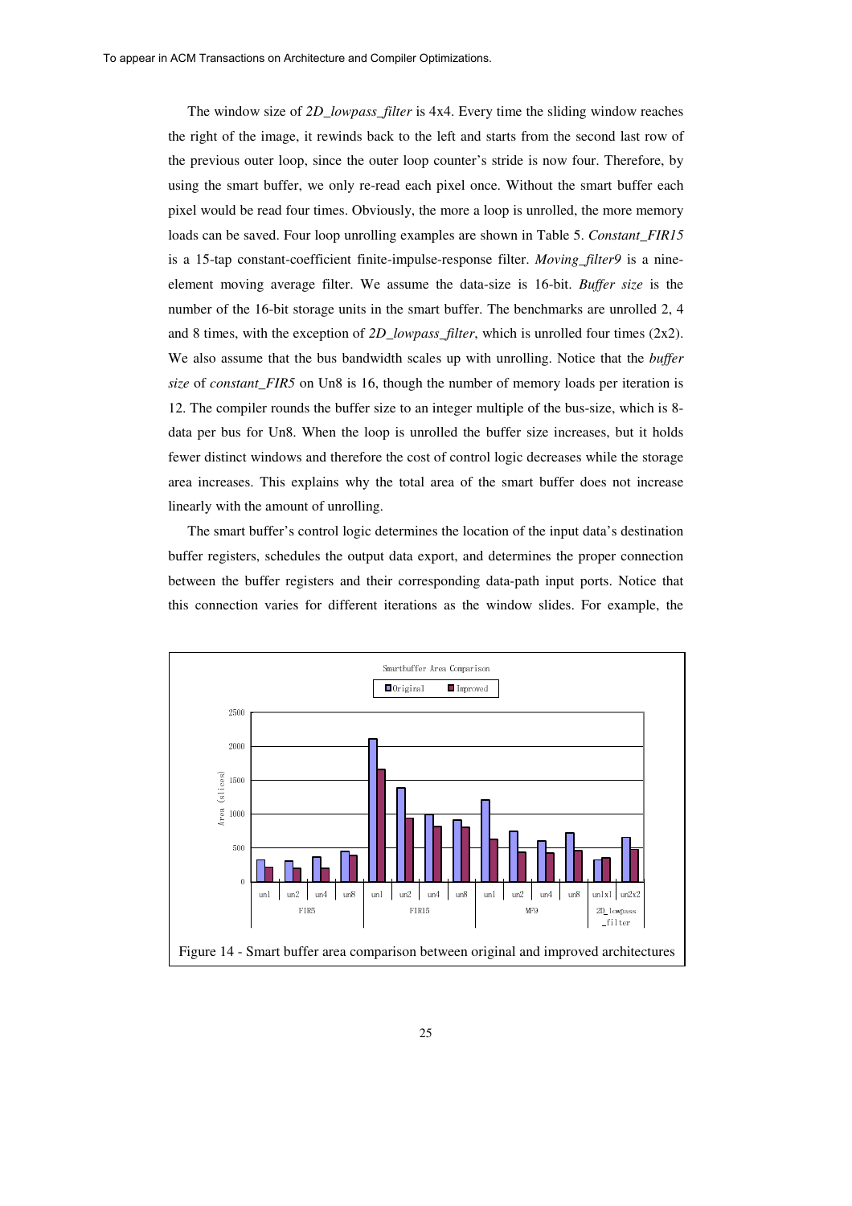The window size of *2D_lowpass_filter* is 4x4. Every time the sliding window reaches the right of the image, it rewinds back to the left and starts from the second last row of the previous outer loop, since the outer loop counter's stride is now four. Therefore, by using the smart buffer, we only re-read each pixel once. Without the smart buffer each pixel would be read four times. Obviously, the more a loop is unrolled, the more memory loads can be saved. Four loop unrolling examples are shown in Table 5. *Constant_FIR15* is a 15-tap constant-coefficient finite-impulse-response filter. *Moving_filter9* is a nine-element moving average filter. We assume the data-size is 16-bit. *Buffer size* is the number of the 16-bit storage units in the smart buffer. The benchmarks are unrolled 2, 4 and 8 times, with the exception of *2D_lowpass_filter*, which is unrolled four times (2x2). We also assume that the bus bandwidth scales up with unrolling. Notice that the *buffer size* of *constant_FIR5* on Un8 is 16, though the number of memory loads per iteration is 12. The compiler rounds the buffer size to an integer multiple of the bus-size, which is 8-data per bus for Un8. When the loop is unrolled the buffer size increases, but it holds fewer distinct windows and therefore the cost of control logic decreases while the storage area increases. This explains why the total area of the smart buffer does not increase linearly with the amount of unrolling.

The smart buffer's control logic determines the location of the input data's destination buffer registers, schedules the output data export, and determines the proper connection between the buffer registers and their corresponding data-path input ports. Notice that this connection varies for different iterations as the window slides. For example, the

Figure 14 - Smart buffer area comparison between original and improved architectures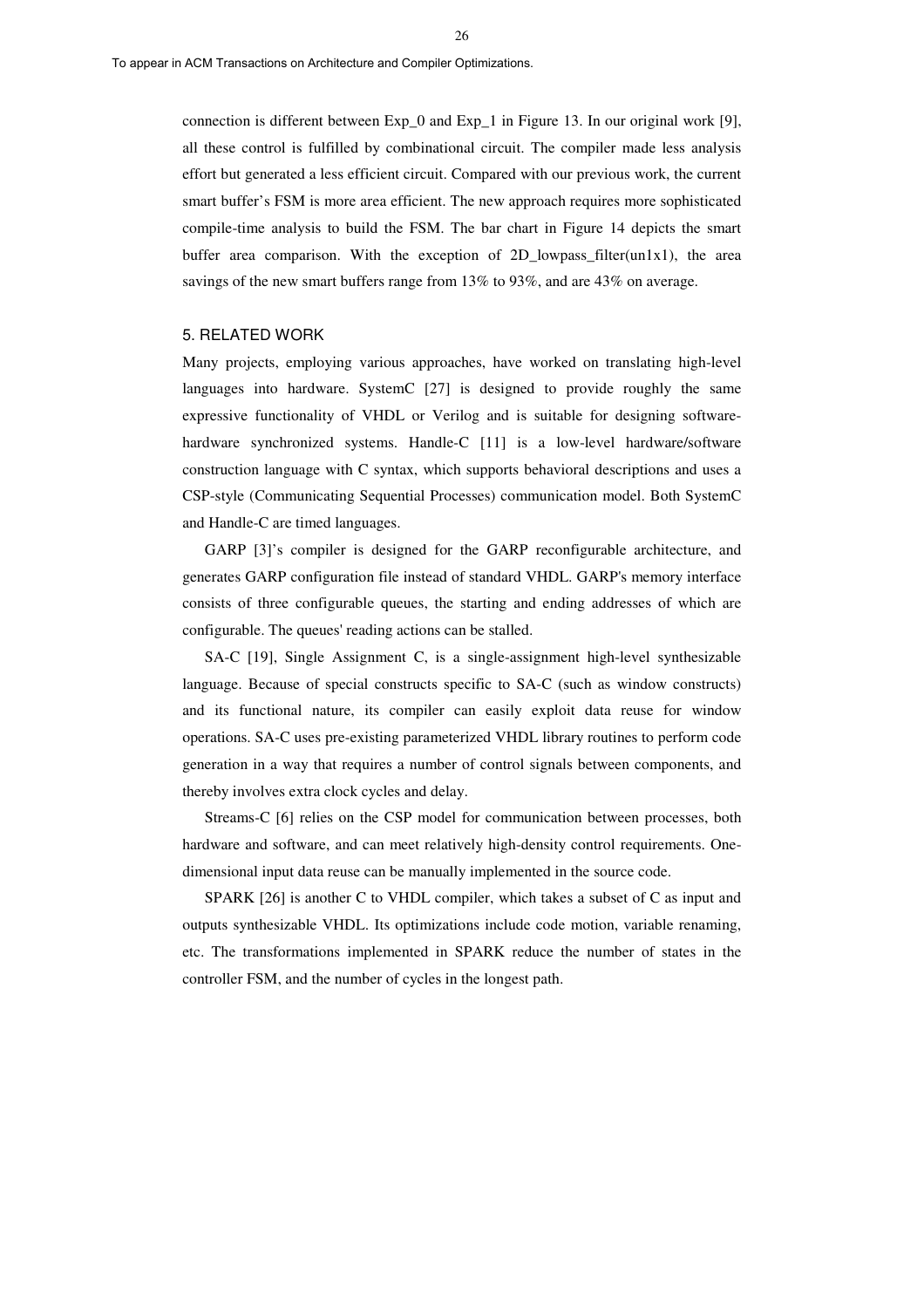connection is different between Exp_0 and Exp_1 in Figure 13. In our original work [9], all these control is fulfilled by combinational circuit. The compiler made less analysis effort but generated a less efficient circuit. Compared with our previous work, the current smart buffer's FSM is more area efficient. The new approach requires more sophisticated compile-time analysis to build the FSM. The bar chart in Figure 14 depicts the smart buffer area comparison. With the exception of 2D_lowpass_filter(un1x1), the area savings of the new smart buffers range from 13% to 93%, and are 43% on average.

## 5. RELATED WORK

Many projects, employing various approaches, have worked on translating high-level languages into hardware. SystemC [27] is designed to provide roughly the same expressive functionality of VHDL or Verilog and is suitable for designing software-hardware synchronized systems. Handle-C [11] is a low-level hardware/software construction language with C syntax, which supports behavioral descriptions and uses a CSP-style (Communicating Sequential Processes) communication model. Both SystemC and Handle-C are timed languages.

GARP [3]'s compiler is designed for the GARP reconfigurable architecture, and generates GARP configuration file instead of standard VHDL. GARP's memory interface consists of three configurable queues, the starting and ending addresses of which are configurable. The queues' reading actions can be stalled.

SA-C [19], Single Assignment C, is a single-assignment high-level synthesizable language. Because of special constructs specific to SA-C (such as window constructs) and its functional nature, its compiler can easily exploit data reuse for window operations. SA-C uses pre-existing parameterized VHDL library routines to perform code generation in a way that requires a number of control signals between components, and thereby involves extra clock cycles and delay.

Streams-C [6] relies on the CSP model for communication between processes, both hardware and software, and can meet relatively high-density control requirements. One-dimensional input data reuse can be manually implemented in the source code.

SPARK [26] is another C to VHDL compiler, which takes a subset of C as input and outputs synthesizable VHDL. Its optimizations include code motion, variable renaming, etc. The transformations implemented in SPARK reduce the number of states in the controller FSM, and the number of cycles in the longest path.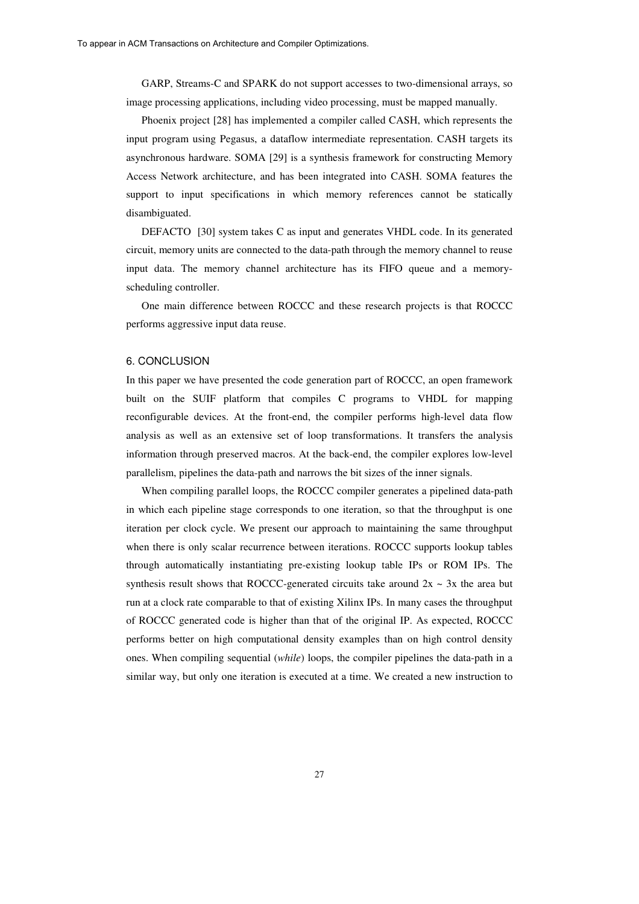GARP, Streams-C and SPARK do not support accesses to two-dimensional arrays, so image processing applications, including video processing, must be mapped manually.

Phoenix project [28] has implemented a compiler called CASH, which represents the input program using Pegasus, a dataflow intermediate representation. CASH targets its asynchronous hardware. SOMA [29] is a synthesis framework for constructing Memory Access Network architecture, and has been integrated into CASH. SOMA features the support to input specifications in which memory references cannot be statically disambiguated.

DEFACTO [30] system takes C as input and generates VHDL code. In its generated circuit, memory units are connected to the data-path through the memory channel to reuse input data. The memory channel architecture has its FIFO queue and a memory-scheduling controller.

One main difference between ROCCC and these research projects is that ROCCC performs aggressive input data reuse.

## 6. CONCLUSION

In this paper we have presented the code generation part of ROCCC, an open framework built on the SUIF platform that compiles C programs to VHDL for mapping reconfigurable devices. At the front-end, the compiler performs high-level data flow analysis as well as an extensive set of loop transformations. It transfers the analysis information through preserved macros. At the back-end, the compiler explores low-level parallelism, pipelines the data-path and narrows the bit sizes of the inner signals.

When compiling parallel loops, the ROCCC compiler generates a pipelined data-path in which each pipeline stage corresponds to one iteration, so that the throughput is one iteration per clock cycle. We present our approach to maintaining the same throughput when there is only scalar recurrence between iterations. ROCCC supports lookup tables through automatically instantiating pre-existing lookup table IPs or ROM IPs. The synthesis result shows that ROCCC-generated circuits take around 2x ~ 3x the area but run at a clock rate comparable to that of existing Xilinx IPs. In many cases the throughput of ROCCC generated code is higher than that of the original IP. As expected, ROCCC performs better on high computational density examples than on high control density ones. When compiling sequential (*while*) loops, the compiler pipelines the data-path in a similar way, but only one iteration is executed at a time. We created a new instruction to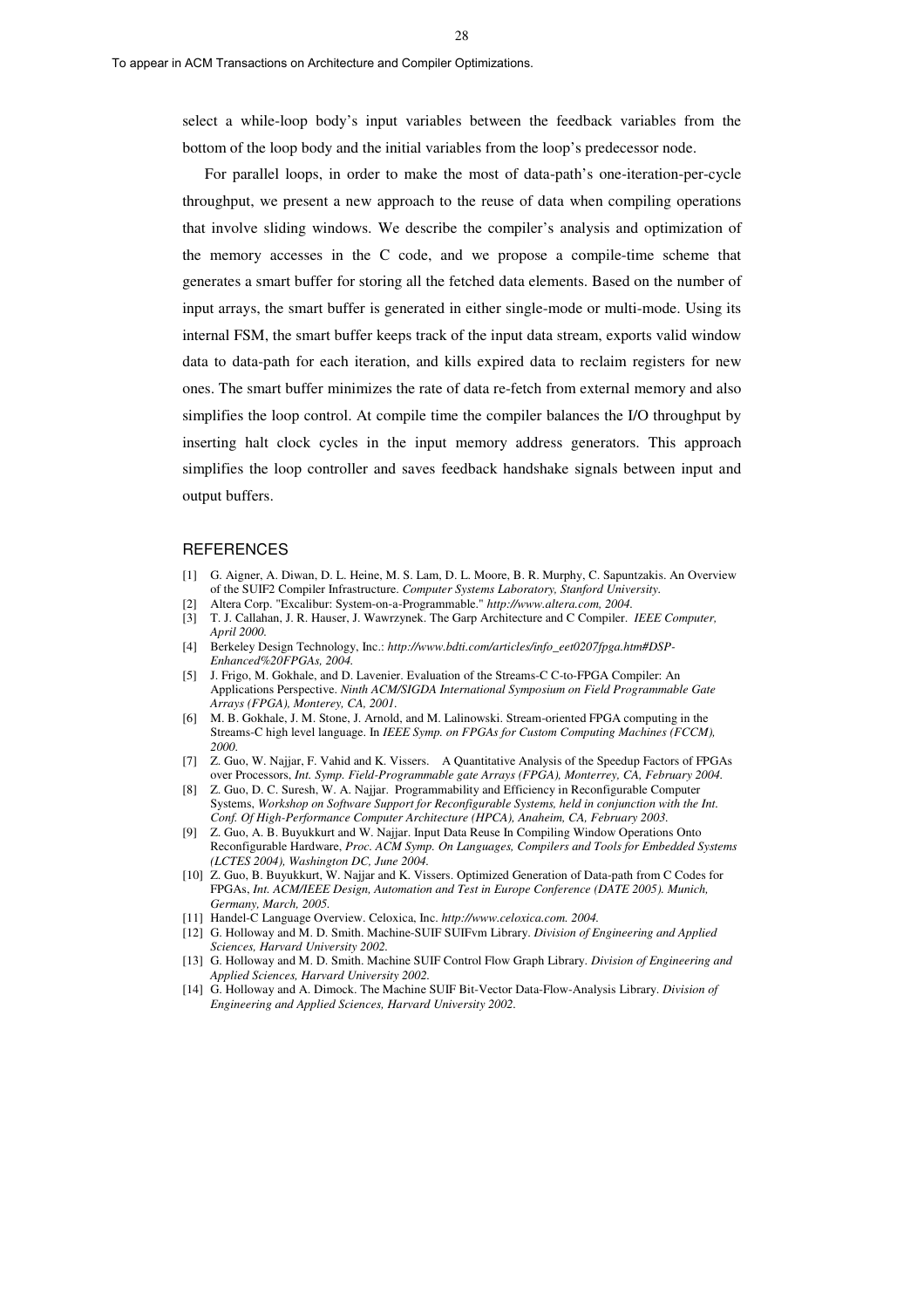select a while-loop body's input variables between the feedback variables from the bottom of the loop body and the initial variables from the loop's predecessor node.

For parallel loops, in order to make the most of data-path's one-iteration-per-cycle throughput, we present a new approach to the reuse of data when compiling operations that involve sliding windows. We describe the compiler's analysis and optimization of the memory accesses in the C code, and we propose a compile-time scheme that generates a smart buffer for storing all the fetched data elements. Based on the number of input arrays, the smart buffer is generated in either single-mode or multi-mode. Using its internal FSM, the smart buffer keeps track of the input data stream, exports valid window data to data-path for each iteration, and kills expired data to reclaim registers for new ones. The smart buffer minimizes the rate of data re-fetch from external memory and also simplifies the loop control. At compile time the compiler balances the I/O throughput by inserting halt clock cycles in the input memory address generators. This approach simplifies the loop controller and saves feedback handshake signals between input and output buffers.

## REFERENCES

[1] G. Aigner, A. Diwan, D. L. Heine, M. S. Lam, D. L. Moore, B. R. Murphy, C. Sapuntzakis. An Overview of the SUIF2 Compiler Infrastructure. *Computer Systems Laboratory, Stanford University.*

[2] Altera Corp. "Excalibur: System-on-a-Programmable." *http://www.altera.com, 2004.*

[3] T. J. Callahan, J. R. Hauser, J. Wawrzynek. The Garp Architecture and C Compiler. *IEEE Computer, April 2000.*

[4] Berkeley Design Technology, Inc.: *http://www.bdti.com/articles/info_eet0207fpga.htm#DSP-Enhanced%20FPGAs, 2004.*

[5] J. Frigo, M. Gokhale, and D. Lavenier. Evaluation of the Streams-C C-to-FPGA Compiler: An Applications Perspective. *Ninth ACM/SIGDA International Symposium on Field Programmable Gate Arrays (FPGA), Monterey, CA, 2001.*

[6] M. B. Gokhale, J. M. Stone, J. Arnold, and M. Lalinowski. Stream-oriented FPGA computing in the Streams-C high level language. In *IEEE Symp. on FPGAs for Custom Computing Machines (FCCM), 2000.*

[7] Z. Guo, W. Najjar, F. Vahid and K. Vissers. A Quantitative Analysis of the Speedup Factors of FPGAs over Processors, *Int. Symp. Field-Programmable gate Arrays (FPGA), Monterrey, CA, February 2004.*

[8] Z. Guo, D. C. Suresh, W. A. Najjar. Programmability and Efficiency in Reconfigurable Computer Systems, *Workshop on Software Support for Reconfigurable Systems, held in conjunction with the Int. Conf. Of High-Performance Computer Architecture (HPCA), Anaheim, CA, February 2003.*

[9] Z. Guo, A. B. Buyukkurt and W. Najjar. Input Data Reuse In Compiling Window Operations Onto Reconfigurable Hardware, *Proc. ACM Symp. On Languages, Compilers and Tools for Embedded Systems (LCTES 2004), Washington DC, June 2004.*

[10] Z. Guo, B. Buyukkurt, W. Najjar and K. Vissers. Optimized Generation of Data-path from C Codes for FPGAs, *Int. ACM/IEEE Design, Automation and Test in Europe Conference (DATE 2005). Munich, Germany, March, 2005.*

[11] Handel-C Language Overview. Celoxica, Inc. *http://www.celoxica.com. 2004.*

[12] G. Holloway and M. D. Smith. Machine-SUIF SUIFvm Library. *Division of Engineering and Applied Sciences, Harvard University 2002.*

[13] G. Holloway and M. D. Smith. Machine SUIF Control Flow Graph Library. *Division of Engineering and Applied Sciences, Harvard University 2002.*

[14] G. Holloway and A. Dimock. The Machine SUIF Bit-Vector Data-Flow-Analysis Library. *Division of Engineering and Applied Sciences, Harvard University 2002.*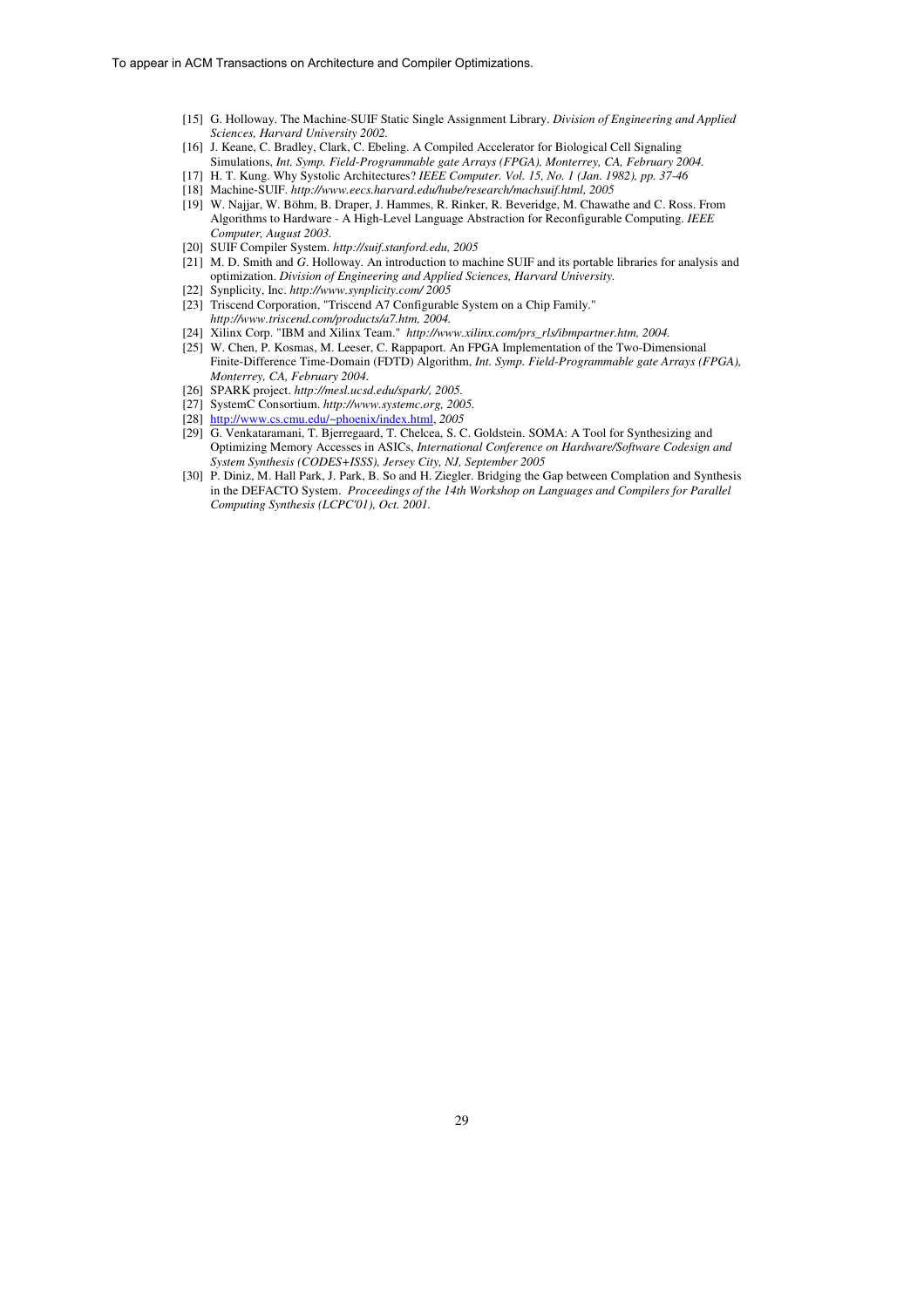[15] G. Holloway. The Machine-SUIF Static Single Assignment Library. *Division of Engineering and Applied Sciences, Harvard University 2002.*

[16] J. Keane, C. Bradley, Clark, C. Ebeling. A Compiled Accelerator for Biological Cell Signaling Simulations, *Int. Symp. Field-Programmable gate Arrays (FPGA), Monterrey, CA, February 2004.*

[17] H. T. Kung. Why Systolic Architectures? *IEEE Computer. Vol. 15, No. 1 (Jan. 1982), pp. 37-46*

[18] Machine-SUIF. *http://www.eecs.harvard.edu/hube/research/machsuif.html, 2005*

[19] W. Najjar, W. Böhm, B. Draper, J. Hammes, R. Rinker, R. Beveridge, M. Chawathe and C. Ross. From Algorithms to Hardware - A High-Level Language Abstraction for Reconfigurable Computing. *IEEE Computer, August 2003.*

[20] SUIF Compiler System. *http://suif.stanford.edu, 2005*

[21] M. D. Smith and *G*. Holloway. An introduction to machine SUIF and its portable libraries for analysis and optimization. *Division of Engineering and Applied Sciences, Harvard University.*

[22] Synplicity, Inc. *http://www.synplicity.com/ 2005*

[23] Triscend Corporation, "Triscend A7 Configurable System on a Chip Family." *http://www.triscend.com/products/a7.htm, 2004.*

[24] Xilinx Corp. "IBM and Xilinx Team." *http://www.xilinx.com/prs_rls/ibmpartner.htm, 2004.*

[25] W. Chen, P. Kosmas, M. Leeser, C. Rappaport. An FPGA Implementation of the Two-Dimensional Finite-Difference Time-Domain (FDTD) Algorithm, *Int. Symp. Field-Programmable gate Arrays (FPGA), Monterrey, CA, February 2004.*

[26] SPARK project. *http://mesl.ucsd.edu/spark/, 2005.*

[27] SystemC Consortium. *http://www.systemc.org, 2005.*

[28] http://www.cs.cmu.edu/~phoenix/index.html, *2005*

[29] G. Venkataramani, T. Bjerregaard, T. Chelcea, S. C. Goldstein. SOMA: A Tool for Synthesizing and Optimizing Memory Accesses in ASICs, *International Conference on Hardware/Software Codesign and System Synthesis (CODES+ISSS), Jersey City, NJ, September 2005*

[30] P. Diniz, M. Hall Park, J. Park, B. So and H. Ziegler. Bridging the Gap between Complation and Synthesis in the DEFACTO System. *Proceedings of the 14th Workshop on Languages and Compilers for Parallel Computing Synthesis (LCPC'01), Oct. 2001.*